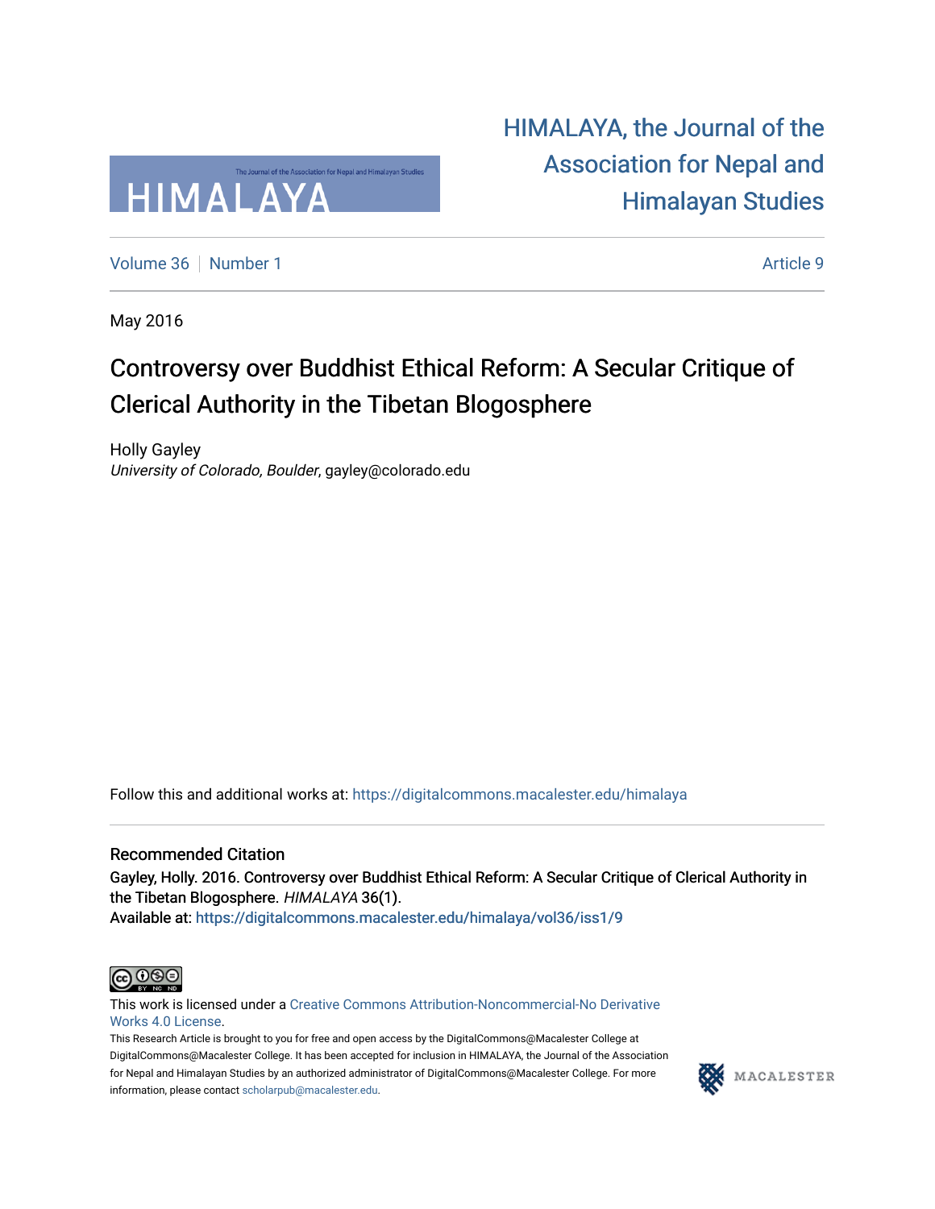HIMALAYA, the Journal of the Association for Nepal and Himalayan Studies

Volume 36 | Number 1 | Article 9

May 2016

# Controversy over Buddhist Ethical Reform: A Secular Critique of Clerical Authority in the Tibetan Blogosphere

Holly Gayley
*University of Colorado, Boulder*, gayley@colorado.edu

Follow this and additional works at: https://digitalcommons.macalester.edu/himalaya

## Recommended Citation

Gayley, Holly. 2016. Controversy over Buddhist Ethical Reform: A Secular Critique of Clerical Authority in the Tibetan Blogosphere. *HIMALAYA* 36(1).
Available at: https://digitalcommons.macalester.edu/himalaya/vol36/iss1/9

This work is licensed under a Creative Commons Attribution-Noncommercial-No Derivative Works 4.0 License.

This Research Article is brought to you for free and open access by the DigitalCommons@Macalester College at DigitalCommons@Macalester College. It has been accepted for inclusion in HIMALAYA, the Journal of the Association for Nepal and Himalayan Studies by an authorized administrator of DigitalCommons@Macalester College. For more information, please contact scholarpub@macalester.edu.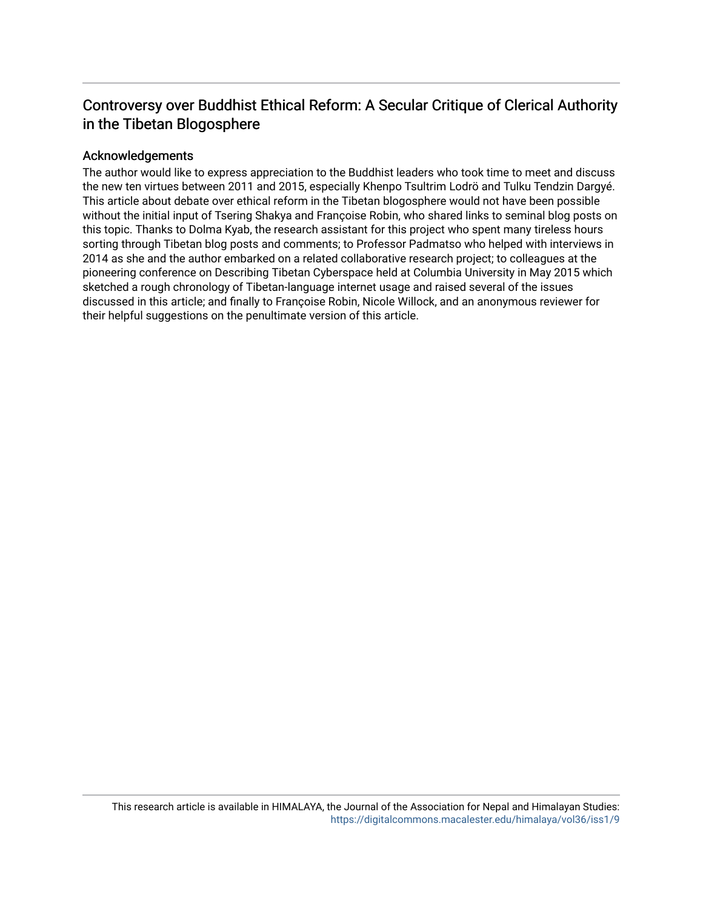## Controversy over Buddhist Ethical Reform: A Secular Critique of Clerical Authority in the Tibetan Blogosphere

### Acknowledgements

The author would like to express appreciation to the Buddhist leaders who took time to meet and discuss the new ten virtues between 2011 and 2015, especially Khenpo Tsultrim Lodrö and Tulku Tendzin Dargyé. This article about debate over ethical reform in the Tibetan blogosphere would not have been possible without the initial input of Tsering Shakya and Françoise Robin, who shared links to seminal blog posts on this topic. Thanks to Dolma Kyab, the research assistant for this project who spent many tireless hours sorting through Tibetan blog posts and comments; to Professor Padmatso who helped with interviews in 2014 as she and the author embarked on a related collaborative research project; to colleagues at the pioneering conference on Describing Tibetan Cyberspace held at Columbia University in May 2015 which sketched a rough chronology of Tibetan-language internet usage and raised several of the issues discussed in this article; and finally to Françoise Robin, Nicole Willock, and an anonymous reviewer for their helpful suggestions on the penultimate version of this article.

This research article is available in HIMALAYA, the Journal of the Association for Nepal and Himalayan Studies: https://digitalcommons.macalester.edu/himalaya/vol36/iss1/9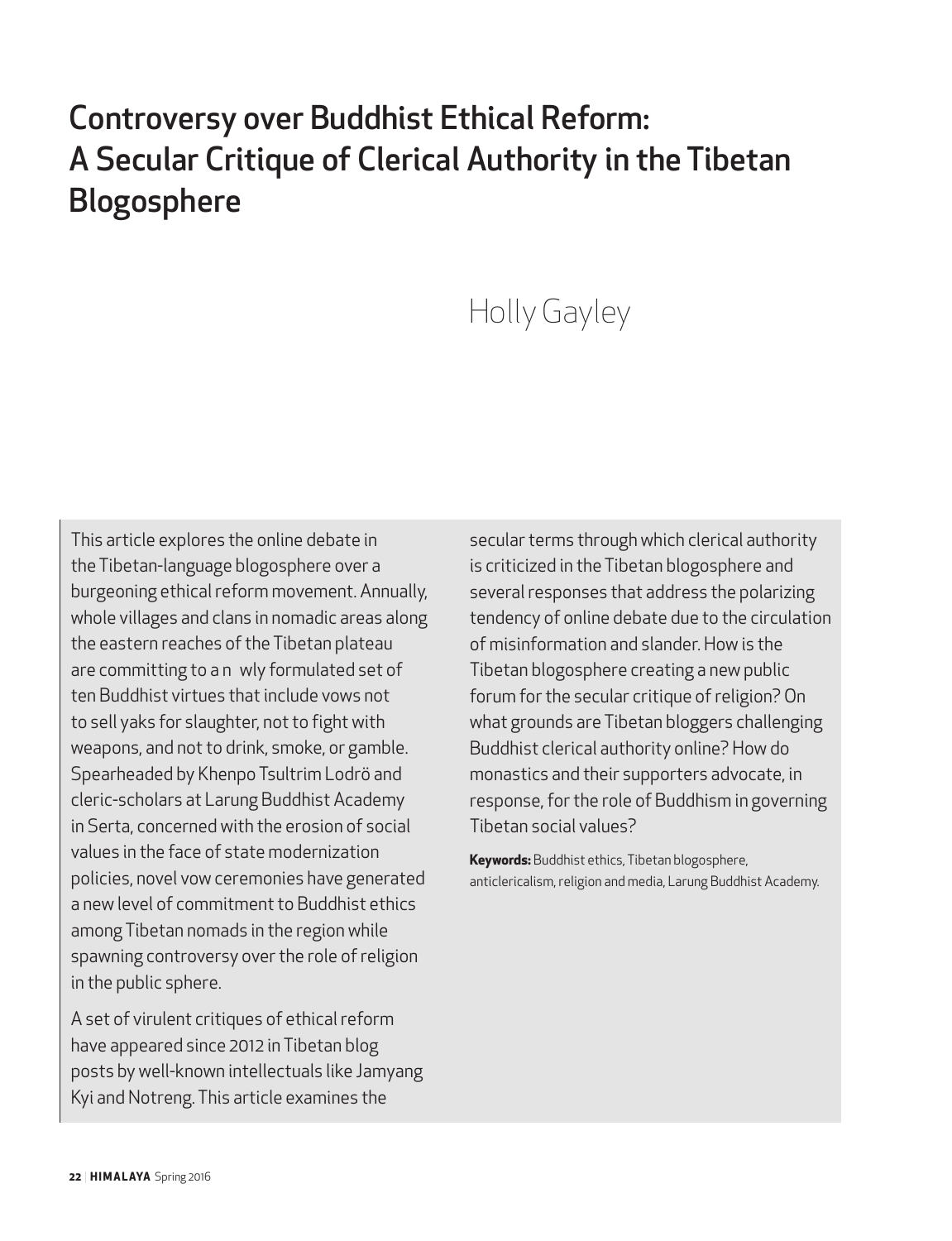# Controversy over Buddhist Ethical Reform: A Secular Critique of Clerical Authority in the Tibetan Blogosphere

Holly Gayley

This article explores the online debate in the Tibetan-language blogosphere over a burgeoning ethical reform movement. Annually, whole villages and clans in nomadic areas along the eastern reaches of the Tibetan plateau are committing to a n wly formulated set of ten Buddhist virtues that include vows not to sell yaks for slaughter, not to fight with weapons, and not to drink, smoke, or gamble. Spearheaded by Khenpo Tsultrim Lodrö and cleric-scholars at Larung Buddhist Academy in Serta, concerned with the erosion of social values in the face of state modernization policies, novel vow ceremonies have generated a new level of commitment to Buddhist ethics among Tibetan nomads in the region while spawning controversy over the role of religion in the public sphere.

A set of virulent critiques of ethical reform have appeared since 2012 in Tibetan blog posts by well-known intellectuals like Jamyang Kyi and Notreng. This article examines the secular terms through which clerical authority is criticized in the Tibetan blogosphere and several responses that address the polarizing tendency of online debate due to the circulation of misinformation and slander. How is the Tibetan blogosphere creating a new public forum for the secular critique of religion? On what grounds are Tibetan bloggers challenging Buddhist clerical authority online? How do monastics and their supporters advocate, in response, for the role of Buddhism in governing Tibetan social values?

**Keywords:** Buddhist ethics, Tibetan blogosphere, anticlericalism, religion and media, Larung Buddhist Academy.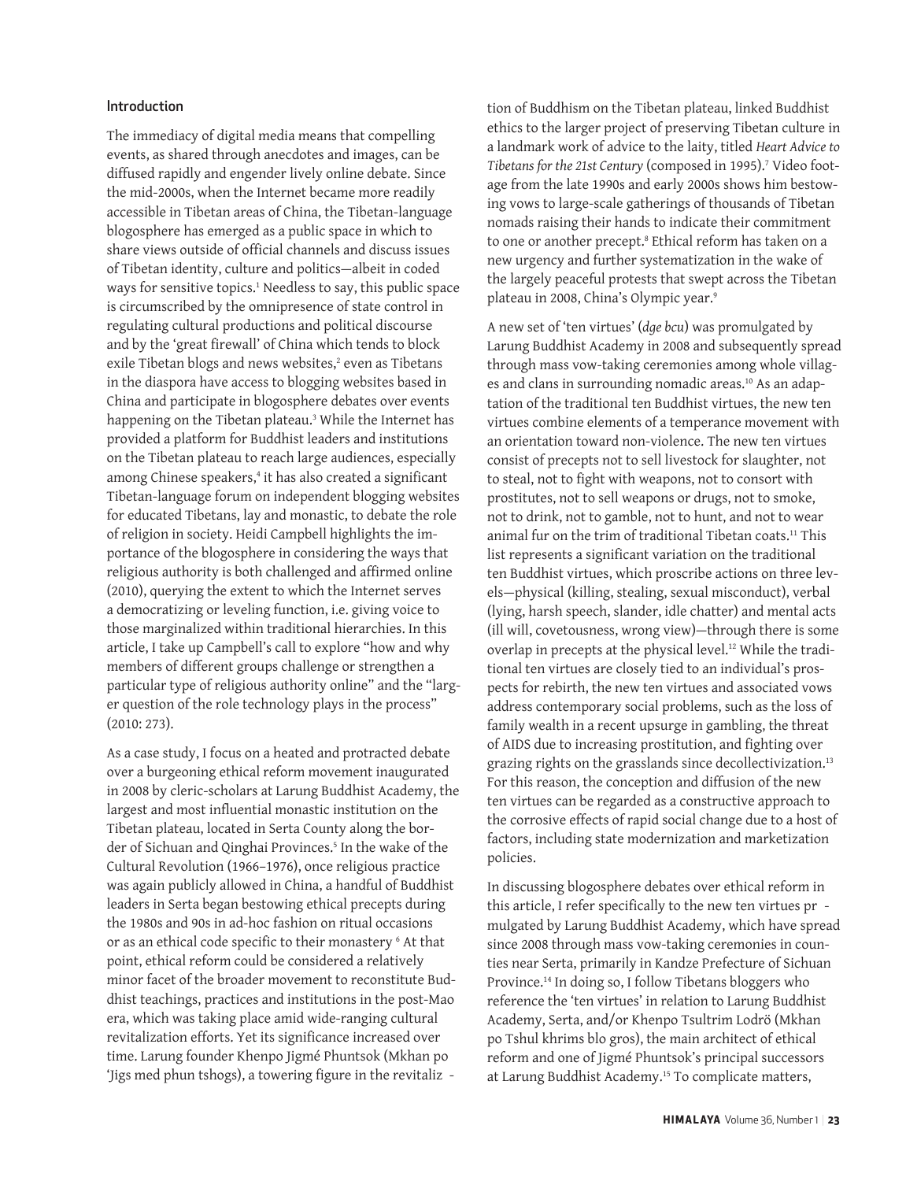## Introduction

The immediacy of digital media means that compelling events, as shared through anecdotes and images, can be diffused rapidly and engender lively online debate. Since the mid-2000s, when the Internet became more readily accessible in Tibetan areas of China, the Tibetan-language blogosphere has emerged as a public space in which to share views outside of official channels and discuss issues of Tibetan identity, culture and politics—albeit in coded ways for sensitive topics.[1] Needless to say, this public space is circumscribed by the omnipresence of state control in regulating cultural productions and political discourse and by the 'great firewall' of China which tends to block exile Tibetan blogs and news websites,[2] even as Tibetans in the diaspora have access to blogging websites based in China and participate in blogosphere debates over events happening on the Tibetan plateau.[3] While the Internet has provided a platform for Buddhist leaders and institutions on the Tibetan plateau to reach large audiences, especially among Chinese speakers,[4] it has also created a significant Tibetan-language forum on independent blogging websites for educated Tibetans, lay and monastic, to debate the role of religion in society. Heidi Campbell highlights the importance of the blogosphere in considering the ways that religious authority is both challenged and affirmed online (2010), querying the extent to which the Internet serves a democratizing or leveling function, i.e. giving voice to those marginalized within traditional hierarchies. In this article, I take up Campbell's call to explore "how and why members of different groups challenge or strengthen a particular type of religious authority online" and the "larger question of the role technology plays in the process" (2010: 273).

As a case study, I focus on a heated and protracted debate over a burgeoning ethical reform movement inaugurated in 2008 by cleric-scholars at Larung Buddhist Academy, the largest and most influential monastic institution on the Tibetan plateau, located in Serta County along the border of Sichuan and Qinghai Provinces.[5] In the wake of the Cultural Revolution (1966–1976), once religious practice was again publicly allowed in China, a handful of Buddhist leaders in Serta began bestowing ethical precepts during the 1980s and 90s in ad-hoc fashion on ritual occasions or as an ethical code specific to their monastery [6] At that point, ethical reform could be considered a relatively minor facet of the broader movement to reconstitute Buddhist teachings, practices and institutions in the post-Mao era, which was taking place amid wide-ranging cultural revitalization efforts. Yet its significance increased over time. Larung founder Khenpo Jigmé Phuntsok (Mkhan po 'Jigs med phun tshogs), a towering figure in the revitalization of Buddhism on the Tibetan plateau, linked Buddhist ethics to the larger project of preserving Tibetan culture in a landmark work of advice to the laity, titled *Heart Advice to Tibetans for the 21st Century* (composed in 1995).[7] Video footage from the late 1990s and early 2000s shows him bestowing vows to large-scale gatherings of thousands of Tibetan nomads raising their hands to indicate their commitment to one or another precept.[8] Ethical reform has taken on a new urgency and further systematization in the wake of the largely peaceful protests that swept across the Tibetan plateau in 2008, China's Olympic year.[9]

A new set of 'ten virtues' (*dge bcu*) was promulgated by Larung Buddhist Academy in 2008 and subsequently spread through mass vow-taking ceremonies among whole villages and clans in surrounding nomadic areas.[10] As an adaptation of the traditional ten Buddhist virtues, the new ten virtues combine elements of a temperance movement with an orientation toward non-violence. The new ten virtues consist of precepts not to sell livestock for slaughter, not to steal, not to fight with weapons, not to consort with prostitutes, not to sell weapons or drugs, not to smoke, not to drink, not to gamble, not to hunt, and not to wear animal fur on the trim of traditional Tibetan coats.[11] This list represents a significant variation on the traditional ten Buddhist virtues, which proscribe actions on three levels—physical (killing, stealing, sexual misconduct), verbal (lying, harsh speech, slander, idle chatter) and mental acts (ill will, covetousness, wrong view)—through there is some overlap in precepts at the physical level.[12] While the traditional ten virtues are closely tied to an individual's prospects for rebirth, the new ten virtues and associated vows address contemporary social problems, such as the loss of family wealth in a recent upsurge in gambling, the threat of AIDS due to increasing prostitution, and fighting over grazing rights on the grasslands since decollectivization.[13] For this reason, the conception and diffusion of the new ten virtues can be regarded as a constructive approach to the corrosive effects of rapid social change due to a host of factors, including state modernization and marketization policies.

In discussing blogosphere debates over ethical reform in this article, I refer specifically to the new ten virtues promulgated by Larung Buddhist Academy, which have spread since 2008 through mass vow-taking ceremonies in counties near Serta, primarily in Kandze Prefecture of Sichuan Province.[14] In doing so, I follow Tibetans bloggers who reference the 'ten virtues' in relation to Larung Buddhist Academy, Serta, and/or Khenpo Tsultrim Lodrö (Mkhan po Tshul khrims blo gros), the main architect of ethical reform and one of Jigmé Phuntsok's principal successors at Larung Buddhist Academy.[15] To complicate matters,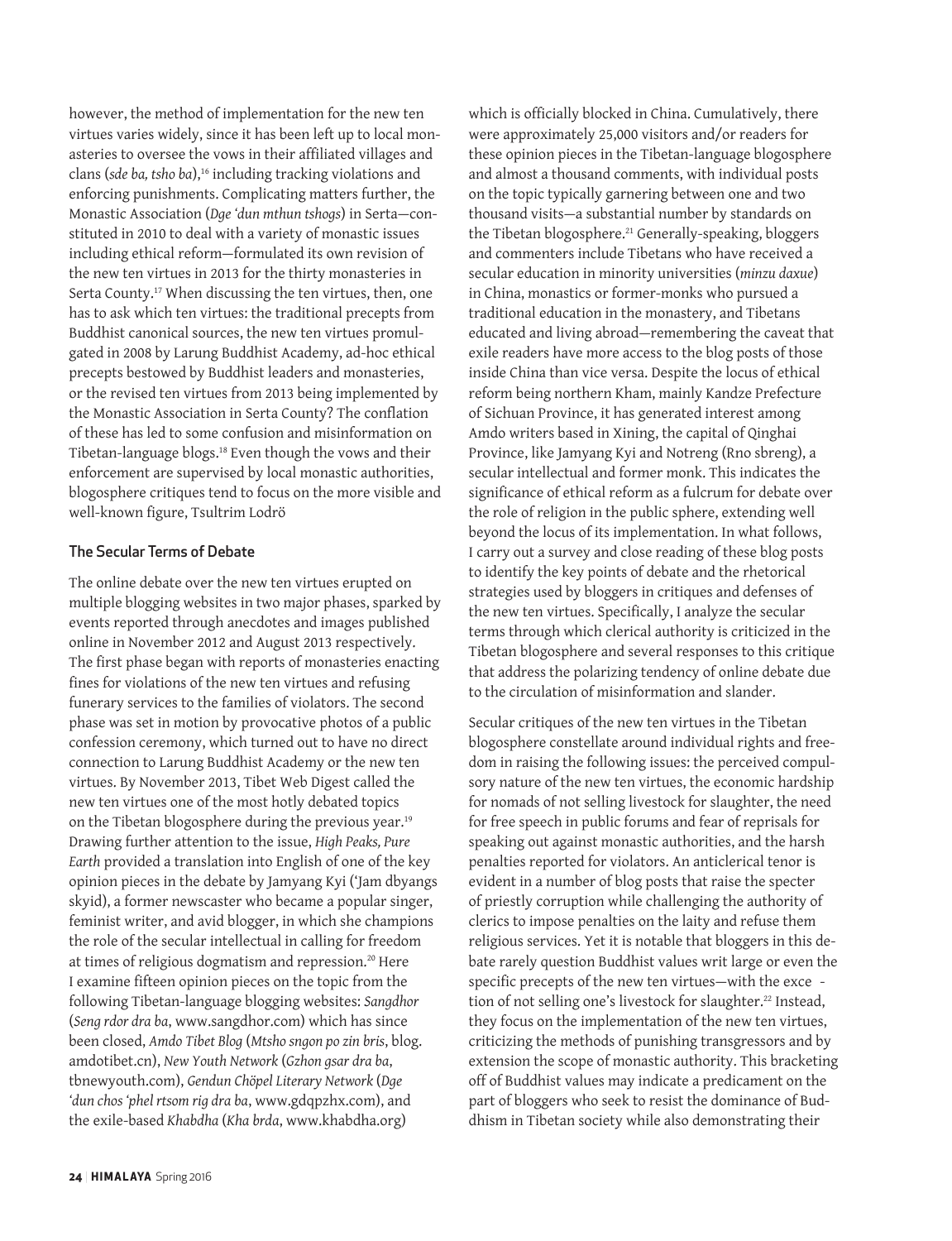however, the method of implementation for the new ten virtues varies widely, since it has been left up to local monasteries to oversee the vows in their affiliated villages and clans (*sde ba, tsho ba*),[16] including tracking violations and enforcing punishments. Complicating matters further, the Monastic Association (*Dge 'dun mthun tshogs*) in Serta—constituted in 2010 to deal with a variety of monastic issues including ethical reform—formulated its own revision of the new ten virtues in 2013 for the thirty monasteries in Serta County.[17] When discussing the ten virtues, then, one has to ask which ten virtues: the traditional precepts from Buddhist canonical sources, the new ten virtues promulgated in 2008 by Larung Buddhist Academy, ad-hoc ethical precepts bestowed by Buddhist leaders and monasteries, or the revised ten virtues from 2013 being implemented by the Monastic Association in Serta County? The conflation of these has led to some confusion and misinformation on Tibetan-language blogs.[18] Even though the vows and their enforcement are supervised by local monastic authorities, blogosphere critiques tend to focus on the more visible and well-known figure, Tsultrim Lodrö

## The Secular Terms of Debate

The online debate over the new ten virtues erupted on multiple blogging websites in two major phases, sparked by events reported through anecdotes and images published online in November 2012 and August 2013 respectively. The first phase began with reports of monasteries enacting fines for violations of the new ten virtues and refusing funerary services to the families of violators. The second phase was set in motion by provocative photos of a public confession ceremony, which turned out to have no direct connection to Larung Buddhist Academy or the new ten virtues. By November 2013, Tibet Web Digest called the new ten virtues one of the most hotly debated topics on the Tibetan blogosphere during the previous year.[19] Drawing further attention to the issue, *High Peaks, Pure Earth* provided a translation into English of one of the key opinion pieces in the debate by Jamyang Kyi ('Jam dbyangs skyid), a former newscaster who became a popular singer, feminist writer, and avid blogger, in which she champions the role of the secular intellectual in calling for freedom at times of religious dogmatism and repression.[20] Here I examine fifteen opinion pieces on the topic from the following Tibetan-language blogging websites: *Sangdhor* (*Seng rdor dra ba*, www.sangdhor.com) which has since been closed, *Amdo Tibet Blog* (*Mtsho sngon po zin bris*, blog.amdotibet.cn), *New Youth Network* (*Gzhon gsar dra ba*, tbnewyouth.com), *Gendun Chöpel Literary Network* (*Dge 'dun chos 'phel rtsom rig dra ba*, www.gdqpzhx.com), and the exile-based *Khabdha* (*Kha brda*, www.khabdha.org) which is officially blocked in China. Cumulatively, there were approximately 25,000 visitors and/or readers for these opinion pieces in the Tibetan-language blogosphere and almost a thousand comments, with individual posts on the topic typically garnering between one and two thousand visits—a substantial number by standards on the Tibetan blogosphere.[21] Generally-speaking, bloggers and commenters include Tibetans who have received a secular education in minority universities (*minzu daxue*) in China, monastics or former-monks who pursued a traditional education in the monastery, and Tibetans educated and living abroad—remembering the caveat that exile readers have more access to the blog posts of those inside China than vice versa. Despite the locus of ethical reform being northern Kham, mainly Kandze Prefecture of Sichuan Province, it has generated interest among Amdo writers based in Xining, the capital of Qinghai Province, like Jamyang Kyi and Notreng (Rno sbreng), a secular intellectual and former monk. This indicates the significance of ethical reform as a fulcrum for debate over the role of religion in the public sphere, extending well beyond the locus of its implementation. In what follows, I carry out a survey and close reading of these blog posts to identify the key points of debate and the rhetorical strategies used by bloggers in critiques and defenses of the new ten virtues. Specifically, I analyze the secular terms through which clerical authority is criticized in the Tibetan blogosphere and several responses to this critique that address the polarizing tendency of online debate due to the circulation of misinformation and slander.

Secular critiques of the new ten virtues in the Tibetan blogosphere constellate around individual rights and freedom in raising the following issues: the perceived compulsory nature of the new ten virtues, the economic hardship for nomads of not selling livestock for slaughter, the need for free speech in public forums and fear of reprisals for speaking out against monastic authorities, and the harsh penalties reported for violators. An anticlerical tenor is evident in a number of blog posts that raise the specter of priestly corruption while challenging the authority of clerics to impose penalties on the laity and refuse them religious services. Yet it is notable that bloggers in this debate rarely question Buddhist values writ large or even the specific precepts of the new ten virtues—with the exception of not selling one's livestock for slaughter.[22] Instead, they focus on the implementation of the new ten virtues, criticizing the methods of punishing transgressors and by extension the scope of monastic authority. This bracketing off of Buddhist values may indicate a predicament on the part of bloggers who seek to resist the dominance of Buddhism in Tibetan society while also demonstrating their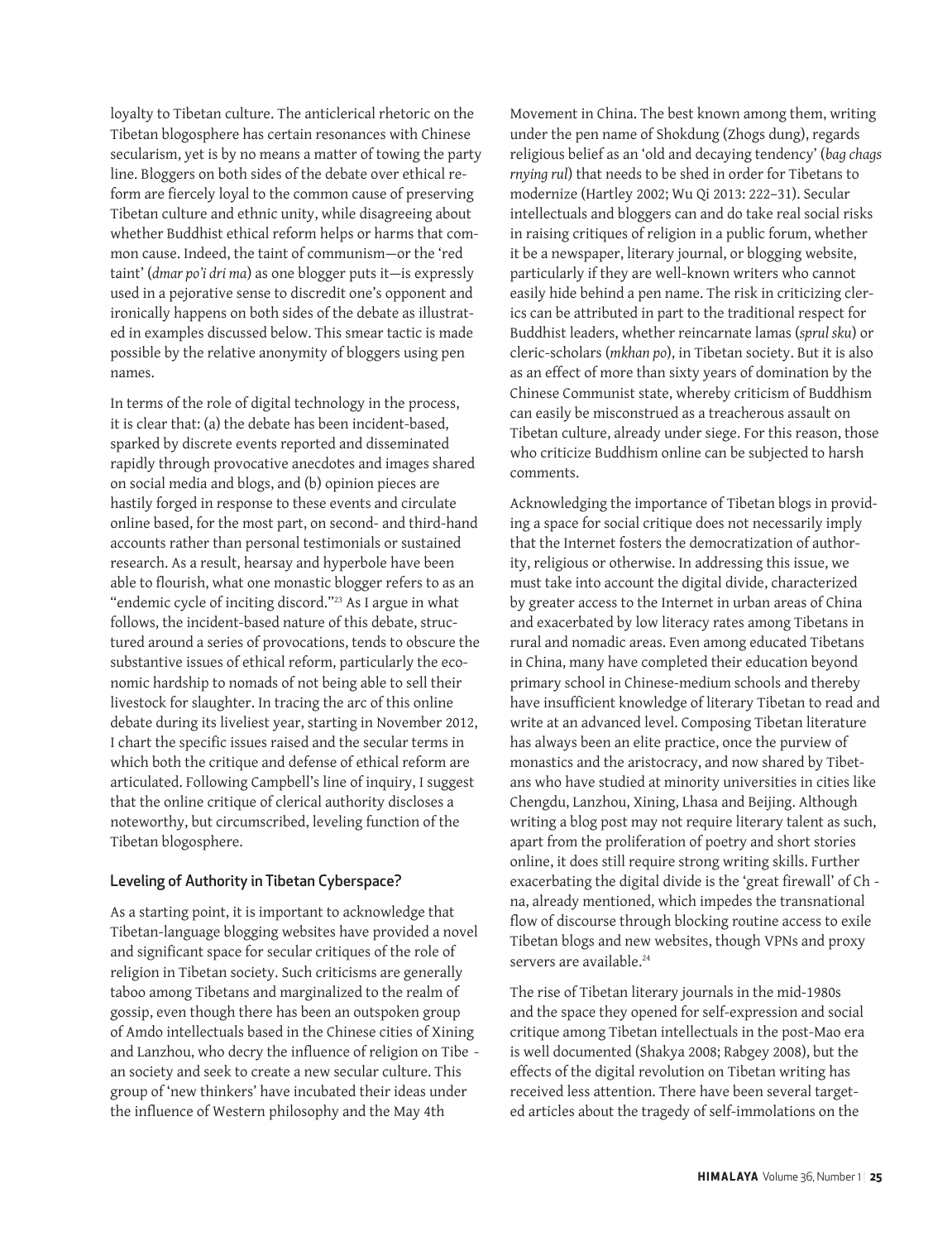loyalty to Tibetan culture. The anticlerical rhetoric on the Tibetan blogosphere has certain resonances with Chinese secularism, yet is by no means a matter of towing the party line. Bloggers on both sides of the debate over ethical reform are fiercely loyal to the common cause of preserving Tibetan culture and ethnic unity, while disagreeing about whether Buddhist ethical reform helps or harms that common cause. Indeed, the taint of communism—or the 'red taint' (*dmar po'i dri ma*) as one blogger puts it—is expressly used in a pejorative sense to discredit one's opponent and ironically happens on both sides of the debate as illustrated in examples discussed below. This smear tactic is made possible by the relative anonymity of bloggers using pen names.

In terms of the role of digital technology in the process, it is clear that: (a) the debate has been incident-based, sparked by discrete events reported and disseminated rapidly through provocative anecdotes and images shared on social media and blogs, and (b) opinion pieces are hastily forged in response to these events and circulate online based, for the most part, on second- and third-hand accounts rather than personal testimonials or sustained research. As a result, hearsay and hyperbole have been able to flourish, what one monastic blogger refers to as an "endemic cycle of inciting discord."[23] As I argue in what follows, the incident-based nature of this debate, structured around a series of provocations, tends to obscure the substantive issues of ethical reform, particularly the economic hardship to nomads of not being able to sell their livestock for slaughter. In tracing the arc of this online debate during its liveliest year, starting in November 2012, I chart the specific issues raised and the secular terms in which both the critique and defense of ethical reform are articulated. Following Campbell's line of inquiry, I suggest that the online critique of clerical authority discloses a noteworthy, but circumscribed, leveling function of the Tibetan blogosphere.

## Leveling of Authority in Tibetan Cyberspace?

As a starting point, it is important to acknowledge that Tibetan-language blogging websites have provided a novel and significant space for secular critiques of the role of religion in Tibetan society. Such criticisms are generally taboo among Tibetans and marginalized to the realm of gossip, even though there has been an outspoken group of Amdo intellectuals based in the Chinese cities of Xining and Lanzhou, who decry the influence of religion on Tibetan society and seek to create a new secular culture. This group of 'new thinkers' have incubated their ideas under the influence of Western philosophy and the May 4th Movement in China. The best known among them, writing under the pen name of Shokdung (Zhogs dung), regards religious belief as an 'old and decaying tendency' (*bag chags rnying rul*) that needs to be shed in order for Tibetans to modernize (Hartley 2002; Wu Qi 2013: 222–31). Secular intellectuals and bloggers can and do take real social risks in raising critiques of religion in a public forum, whether it be a newspaper, literary journal, or blogging website, particularly if they are well-known writers who cannot easily hide behind a pen name. The risk in criticizing clerics can be attributed in part to the traditional respect for Buddhist leaders, whether reincarnate lamas (*sprul sku*) or cleric-scholars (*mkhan po*), in Tibetan society. But it is also as an effect of more than sixty years of domination by the Chinese Communist state, whereby criticism of Buddhism can easily be misconstrued as a treacherous assault on Tibetan culture, already under siege. For this reason, those who criticize Buddhism online can be subjected to harsh comments.

Acknowledging the importance of Tibetan blogs in providing a space for social critique does not necessarily imply that the Internet fosters the democratization of authority, religious or otherwise. In addressing this issue, we must take into account the digital divide, characterized by greater access to the Internet in urban areas of China and exacerbated by low literacy rates among Tibetans in rural and nomadic areas. Even among educated Tibetans in China, many have completed their education beyond primary school in Chinese-medium schools and thereby have insufficient knowledge of literary Tibetan to read and write at an advanced level. Composing Tibetan literature has always been an elite practice, once the purview of monastics and the aristocracy, and now shared by Tibetans who have studied at minority universities in cities like Chengdu, Lanzhou, Xining, Lhasa and Beijing. Although writing a blog post may not require literary talent as such, apart from the proliferation of poetry and short stories online, it does still require strong writing skills. Further exacerbating the digital divide is the 'great firewall' of China, already mentioned, which impedes the transnational flow of discourse through blocking routine access to exile Tibetan blogs and new websites, though VPNs and proxy servers are available.[24]

The rise of Tibetan literary journals in the mid-1980s and the space they opened for self-expression and social critique among Tibetan intellectuals in the post-Mao era is well documented (Shakya 2008; Rabgey 2008), but the effects of the digital revolution on Tibetan writing has received less attention. There have been several targeted articles about the tragedy of self-immolations on the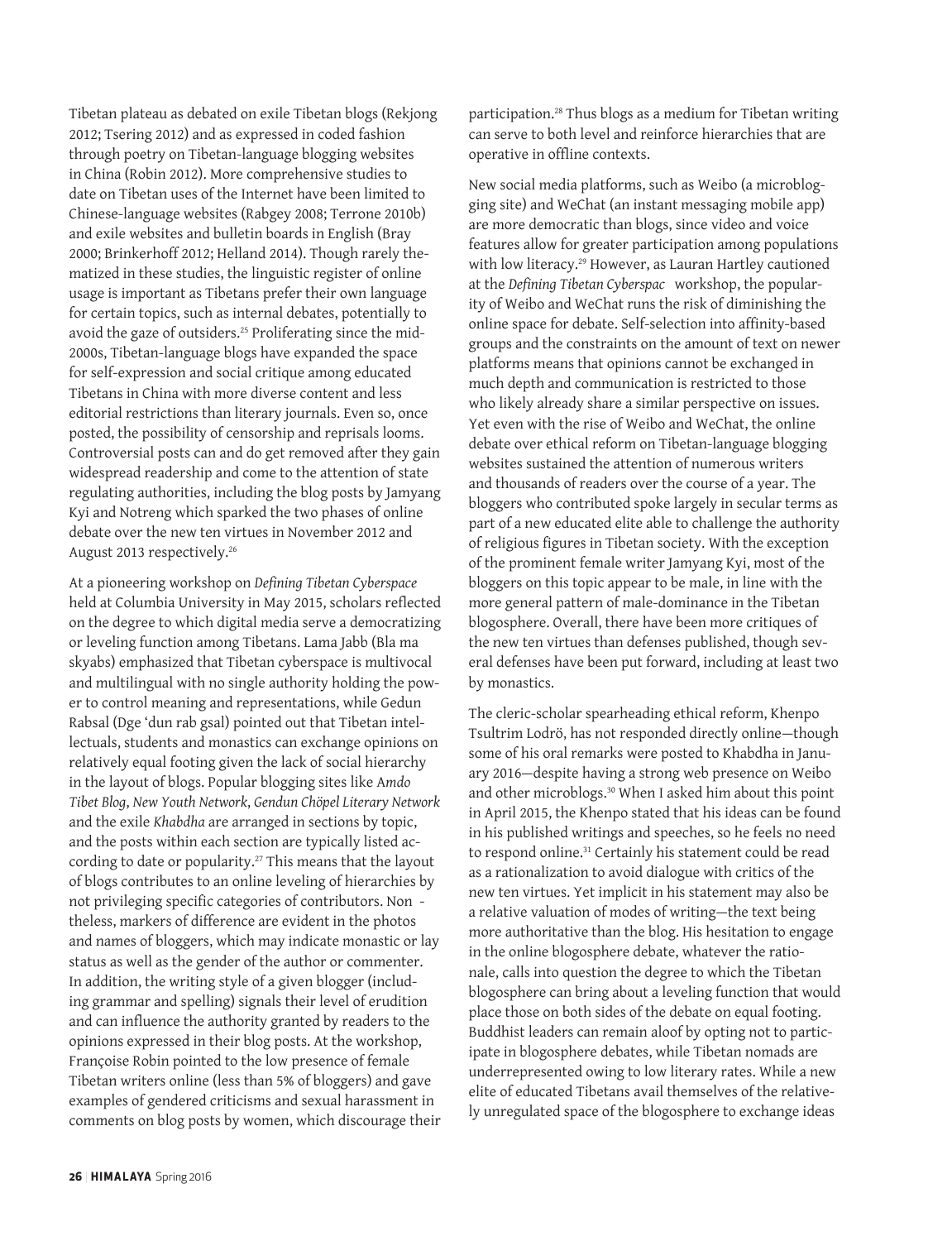Tibetan plateau as debated on exile Tibetan blogs (Rekjong 2012; Tsering 2012) and as expressed in coded fashion through poetry on Tibetan-language blogging websites in China (Robin 2012). More comprehensive studies to date on Tibetan uses of the Internet have been limited to Chinese-language websites (Rabgey 2008; Terrone 2010b) and exile websites and bulletin boards in English (Bray 2000; Brinkerhoff 2012; Helland 2014). Though rarely thematized in these studies, the linguistic register of online usage is important as Tibetans prefer their own language for certain topics, such as internal debates, potentially to avoid the gaze of outsiders.[25] Proliferating since the mid-2000s, Tibetan-language blogs have expanded the space for self-expression and social critique among educated Tibetans in China with more diverse content and less editorial restrictions than literary journals. Even so, once posted, the possibility of censorship and reprisals looms. Controversial posts can and do get removed after they gain widespread readership and come to the attention of state regulating authorities, including the blog posts by Jamyang Kyi and Notreng which sparked the two phases of online debate over the new ten virtues in November 2012 and August 2013 respectively.[26]

At a pioneering workshop on *Defining Tibetan Cyberspace* held at Columbia University in May 2015, scholars reflected on the degree to which digital media serve a democratizing or leveling function among Tibetans. Lama Jabb (Bla ma skyabs) emphasized that Tibetan cyberspace is multivocal and multilingual with no single authority holding the power to control meaning and representations, while Gedun Rabsal (Dge 'dun rab gsal) pointed out that Tibetan intellectuals, students and monastics can exchange opinions on relatively equal footing given the lack of social hierarchy in the layout of blogs. Popular blogging sites like *Amdo Tibet Blog*, *New Youth Network*, *Gendun Chöpel Literary Network* and the exile *Khabdha* are arranged in sections by topic, and the posts within each section are typically listed according to date or popularity.[27] This means that the layout of blogs contributes to an online leveling of hierarchies by not privileging specific categories of contributors. Nonetheless, markers of difference are evident in the photos and names of bloggers, which may indicate monastic or lay status as well as the gender of the author or commenter. In addition, the writing style of a given blogger (including grammar and spelling) signals their level of erudition and can influence the authority granted by readers to the opinions expressed in their blog posts. At the workshop, Françoise Robin pointed to the low presence of female Tibetan writers online (less than 5% of bloggers) and gave examples of gendered criticisms and sexual harassment in comments on blog posts by women, which discourage their participation.[28] Thus blogs as a medium for Tibetan writing can serve to both level and reinforce hierarchies that are operative in offline contexts.

New social media platforms, such as Weibo (a microblogging site) and WeChat (an instant messaging mobile app) are more democratic than blogs, since video and voice features allow for greater participation among populations with low literacy.[29] However, as Lauran Hartley cautioned at the *Defining Tibetan Cyberspac* workshop, the popularity of Weibo and WeChat runs the risk of diminishing the online space for debate. Self-selection into affinity-based groups and the constraints on the amount of text on newer platforms means that opinions cannot be exchanged in much depth and communication is restricted to those who likely already share a similar perspective on issues. Yet even with the rise of Weibo and WeChat, the online debate over ethical reform on Tibetan-language blogging websites sustained the attention of numerous writers and thousands of readers over the course of a year. The bloggers who contributed spoke largely in secular terms as part of a new educated elite able to challenge the authority of religious figures in Tibetan society. With the exception of the prominent female writer Jamyang Kyi, most of the bloggers on this topic appear to be male, in line with the more general pattern of male-dominance in the Tibetan blogosphere. Overall, there have been more critiques of the new ten virtues than defenses published, though several defenses have been put forward, including at least two by monastics.

The cleric-scholar spearheading ethical reform, Khenpo Tsultrim Lodrö, has not responded directly online—though some of his oral remarks were posted to Khabdha in January 2016—despite having a strong web presence on Weibo and other microblogs.[30] When I asked him about this point in April 2015, the Khenpo stated that his ideas can be found in his published writings and speeches, so he feels no need to respond online.[31] Certainly his statement could be read as a rationalization to avoid dialogue with critics of the new ten virtues. Yet implicit in his statement may also be a relative valuation of modes of writing—the text being more authoritative than the blog. His hesitation to engage in the online blogosphere debate, whatever the rationale, calls into question the degree to which the Tibetan blogosphere can bring about a leveling function that would place those on both sides of the debate on equal footing. Buddhist leaders can remain aloof by opting not to participate in blogosphere debates, while Tibetan nomads are underrepresented owing to low literary rates. While a new elite of educated Tibetans avail themselves of the relatively unregulated space of the blogosphere to exchange ideas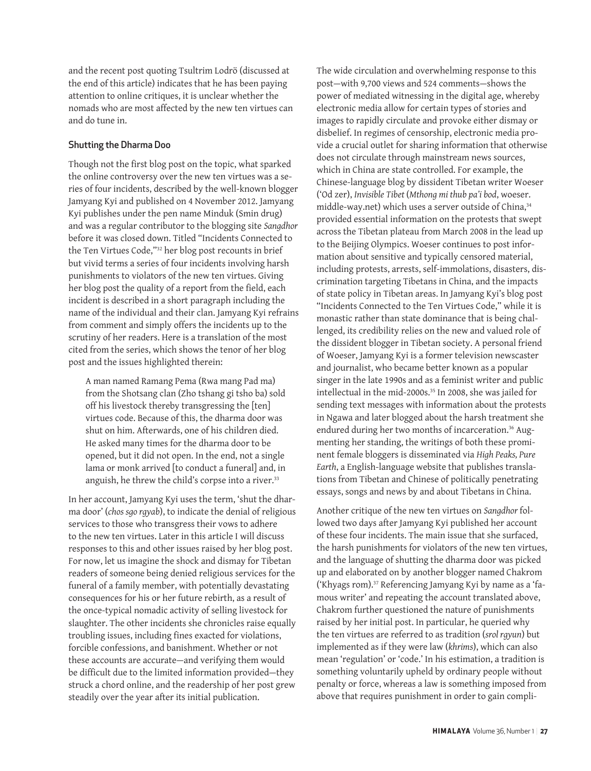and the recent post quoting Tsultrim Lodrö (discussed at the end of this article) indicates that he has been paying attention to online critiques, it is unclear whether the nomads who are most affected by the new ten virtues can and do tune in.

### Shutting the Dharma Doo

Though not the first blog post on the topic, what sparked the online controversy over the new ten virtues was a series of four incidents, described by the well-known blogger Jamyang Kyi and published on 4 November 2012. Jamyang Kyi publishes under the pen name Minduk (Smin drug) and was a regular contributor to the blogging site *Sangdhor* before it was closed down. Titled "Incidents Connected to the Ten Virtues Code,"[32] her blog post recounts in brief but vivid terms a series of four incidents involving harsh punishments to violators of the new ten virtues. Giving her blog post the quality of a report from the field, each incident is described in a short paragraph including the name of the individual and their clan. Jamyang Kyi refrains from comment and simply offers the incidents up to the scrutiny of her readers. Here is a translation of the most cited from the series, which shows the tenor of her blog post and the issues highlighted therein:

> A man named Ramang Pema (Rwa mang Pad ma) from the Shotsang clan (Zho tshang gi tsho ba) sold off his livestock thereby transgressing the [ten] virtues code. Because of this, the dharma door was shut on him. Afterwards, one of his children died. He asked many times for the dharma door to be opened, but it did not open. In the end, not a single lama or monk arrived [to conduct a funeral] and, in anguish, he threw the child's corpse into a river.[33]

In her account, Jamyang Kyi uses the term, 'shut the dharma door' (*chos sgo rgyab*), to indicate the denial of religious services to those who transgress their vows to adhere to the new ten virtues. Later in this article I will discuss responses to this and other issues raised by her blog post. For now, let us imagine the shock and dismay for Tibetan readers of someone being denied religious services for the funeral of a family member, with potentially devastating consequences for his or her future rebirth, as a result of the once-typical nomadic activity of selling livestock for slaughter. The other incidents she chronicles raise equally troubling issues, including fines exacted for violations, forcible confessions, and banishment. Whether or not these accounts are accurate—and verifying them would be difficult due to the limited information provided—they struck a chord online, and the readership of her post grew steadily over the year after its initial publication.

The wide circulation and overwhelming response to this post—with 9,700 views and 524 comments—shows the power of mediated witnessing in the digital age, whereby electronic media allow for certain types of stories and images to rapidly circulate and provoke either dismay or disbelief. In regimes of censorship, electronic media provide a crucial outlet for sharing information that otherwise does not circulate through mainstream news sources, which in China are state controlled. For example, the Chinese-language blog by dissident Tibetan writer Woeser ('Od zer), *Invisible Tibet* (*Mthong mi thub pa'i bod*, woeser.middle-way.net) which uses a server outside of China,[34] provided essential information on the protests that swept across the Tibetan plateau from March 2008 in the lead up to the Beijing Olympics. Woeser continues to post information about sensitive and typically censored material, including protests, arrests, self-immolations, disasters, discrimination targeting Tibetans in China, and the impacts of state policy in Tibetan areas. In Jamyang Kyi's blog post "Incidents Connected to the Ten Virtues Code," while it is monastic rather than state dominance that is being challenged, its credibility relies on the new and valued role of the dissident blogger in Tibetan society. A personal friend of Woeser, Jamyang Kyi is a former television newscaster and journalist, who became better known as a popular singer in the late 1990s and as a feminist writer and public intellectual in the mid-2000s.[35] In 2008, she was jailed for sending text messages with information about the protests in Ngawa and later blogged about the harsh treatment she endured during her two months of incarceration.[36] Augmenting her standing, the writings of both these prominent female bloggers is disseminated via *High Peaks, Pure Earth*, a English-language website that publishes translations from Tibetan and Chinese of politically penetrating essays, songs and news by and about Tibetans in China.

Another critique of the new ten virtues on *Sangdhor* followed two days after Jamyang Kyi published her account of these four incidents. The main issue that she surfaced, the harsh punishments for violators of the new ten virtues, and the language of shutting the dharma door was picked up and elaborated on by another blogger named Chakrom ('Khyags rom).[37] Referencing Jamyang Kyi by name as a 'famous writer' and repeating the account translated above, Chakrom further questioned the nature of punishments raised by her initial post. In particular, he queried why the ten virtues are referred to as tradition (*srol rgyun*) but implemented as if they were law (*khrims*), which can also mean 'regulation' or 'code.' In his estimation, a tradition is something voluntarily upheld by ordinary people without penalty or force, whereas a law is something imposed from above that requires punishment in order to gain compli-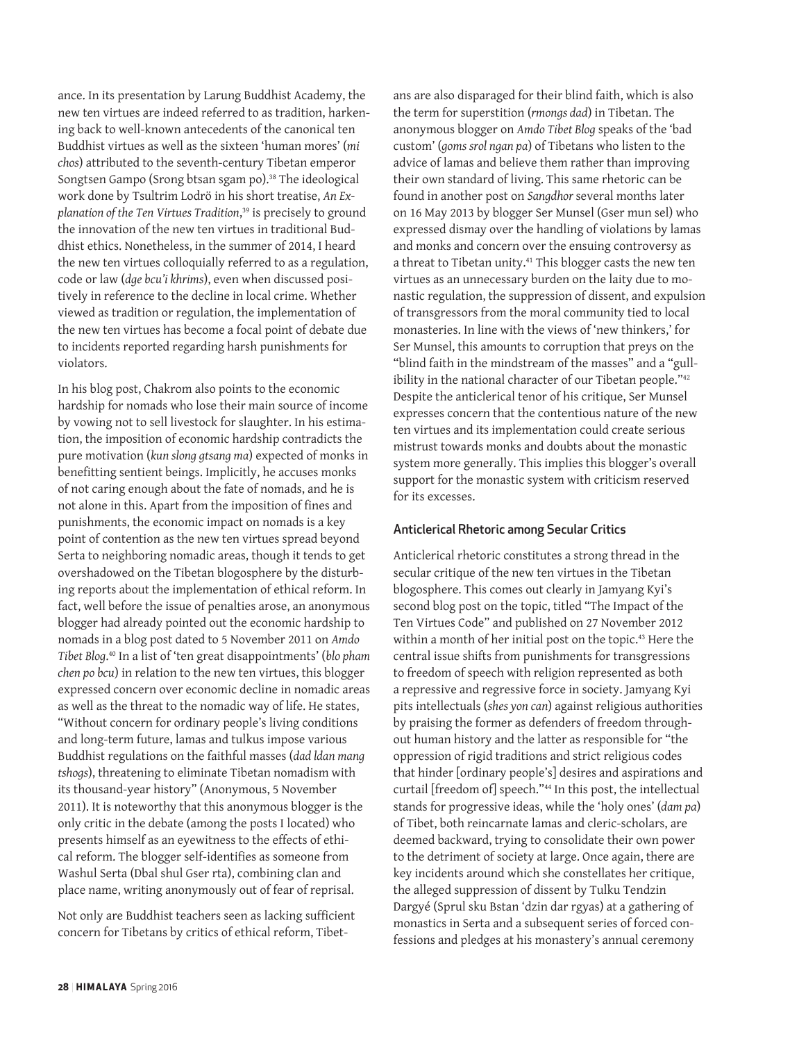ance. In its presentation by Larung Buddhist Academy, the new ten virtues are indeed referred to as tradition, harkening back to well-known antecedents of the canonical ten Buddhist virtues as well as the sixteen 'human mores' (*mi chos*) attributed to the seventh-century Tibetan emperor Songtsen Gampo (Srong btsan sgam po).[38] The ideological work done by Tsultrim Lodrö in his short treatise, *An Explanation of the Ten Virtues Tradition*,[39] is precisely to ground the innovation of the new ten virtues in traditional Buddhist ethics. Nonetheless, in the summer of 2014, I heard the new ten virtues colloquially referred to as a regulation, code or law (*dge bcu'i khrims*), even when discussed positively in reference to the decline in local crime. Whether viewed as tradition or regulation, the implementation of the new ten virtues has become a focal point of debate due to incidents reported regarding harsh punishments for violators.

In his blog post, Chakrom also points to the economic hardship for nomads who lose their main source of income by vowing not to sell livestock for slaughter. In his estimation, the imposition of economic hardship contradicts the pure motivation (*kun slong gtsang ma*) expected of monks in benefitting sentient beings. Implicitly, he accuses monks of not caring enough about the fate of nomads, and he is not alone in this. Apart from the imposition of fines and punishments, the economic impact on nomads is a key point of contention as the new ten virtues spread beyond Serta to neighboring nomadic areas, though it tends to get overshadowed on the Tibetan blogosphere by the disturbing reports about the implementation of ethical reform. In fact, well before the issue of penalties arose, an anonymous blogger had already pointed out the economic hardship to nomads in a blog post dated to 5 November 2011 on *Amdo Tibet Blog*.[40] In a list of 'ten great disappointments' (*blo pham chen po bcu*) in relation to the new ten virtues, this blogger expressed concern over economic decline in nomadic areas as well as the threat to the nomadic way of life. He states, "Without concern for ordinary people's living conditions and long-term future, lamas and tulkus impose various Buddhist regulations on the faithful masses (*dad ldan mang tshogs*), threatening to eliminate Tibetan nomadism with its thousand-year history" (Anonymous, 5 November 2011). It is noteworthy that this anonymous blogger is the only critic in the debate (among the posts I located) who presents himself as an eyewitness to the effects of ethical reform. The blogger self-identifies as someone from Washul Serta (Dbal shul Gser rta), combining clan and place name, writing anonymously out of fear of reprisal.

Not only are Buddhist teachers seen as lacking sufficient concern for Tibetans by critics of ethical reform, Tibetans are also disparaged for their blind faith, which is also the term for superstition (*rmongs dad*) in Tibetan. The anonymous blogger on *Amdo Tibet Blog* speaks of the 'bad custom' (*goms srol ngan pa*) of Tibetans who listen to the advice of lamas and believe them rather than improving their own standard of living. This same rhetoric can be found in another post on *Sangdhor* several months later on 16 May 2013 by blogger Ser Munsel (Gser mun sel) who expressed dismay over the handling of violations by lamas and monks and concern over the ensuing controversy as a threat to Tibetan unity.[41] This blogger casts the new ten virtues as an unnecessary burden on the laity due to monastic regulation, the suppression of dissent, and expulsion of transgressors from the moral community tied to local monasteries. In line with the views of 'new thinkers,' for Ser Munsel, this amounts to corruption that preys on the "blind faith in the mindstream of the masses" and a "gullibility in the national character of our Tibetan people."[42] Despite the anticlerical tenor of his critique, Ser Munsel expresses concern that the contentious nature of the new ten virtues and its implementation could create serious mistrust towards monks and doubts about the monastic system more generally. This implies this blogger's overall support for the monastic system with criticism reserved for its excesses.

### Anticlerical Rhetoric among Secular Critics

Anticlerical rhetoric constitutes a strong thread in the secular critique of the new ten virtues in the Tibetan blogosphere. This comes out clearly in Jamyang Kyi's second blog post on the topic, titled "The Impact of the Ten Virtues Code" and published on 27 November 2012 within a month of her initial post on the topic.[43] Here the central issue shifts from punishments for transgressions to freedom of speech with religion represented as both a repressive and regressive force in society. Jamyang Kyi pits intellectuals (*shes yon can*) against religious authorities by praising the former as defenders of freedom throughout human history and the latter as responsible for "the oppression of rigid traditions and strict religious codes that hinder [ordinary people's] desires and aspirations and curtail [freedom of] speech."[44] In this post, the intellectual stands for progressive ideas, while the 'holy ones' (*dam pa*) of Tibet, both reincarnate lamas and cleric-scholars, are deemed backward, trying to consolidate their own power to the detriment of society at large. Once again, there are key incidents around which she constellates her critique, the alleged suppression of dissent by Tulku Tendzin Dargyé (Sprul sku Bstan 'dzin dar rgyas) at a gathering of monastics in Serta and a subsequent series of forced confessions and pledges at his monastery's annual ceremony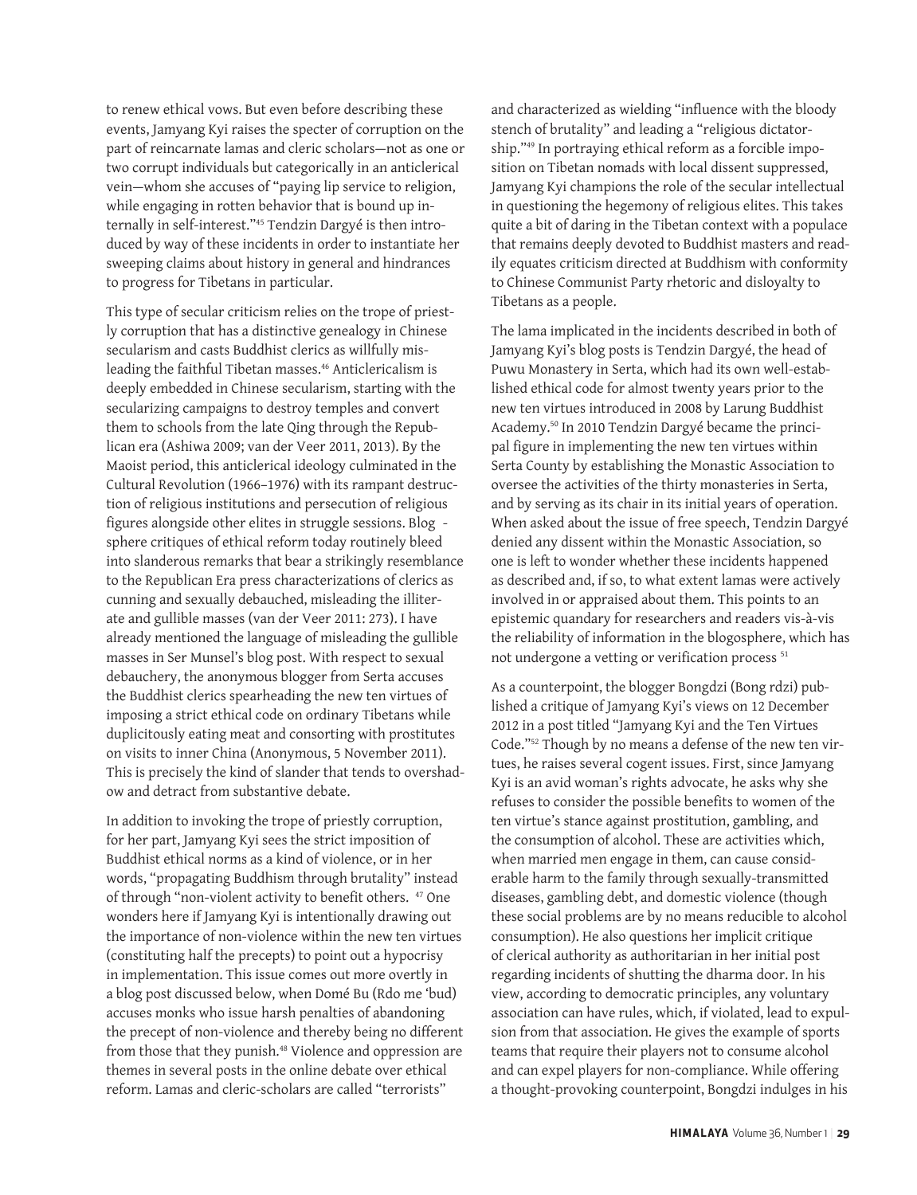to renew ethical vows. But even before describing these events, Jamyang Kyi raises the specter of corruption on the part of reincarnate lamas and cleric scholars—not as one or two corrupt individuals but categorically in an anticlerical vein—whom she accuses of "paying lip service to religion, while engaging in rotten behavior that is bound up internally in self-interest."[45] Tendzin Dargyé is then introduced by way of these incidents in order to instantiate her sweeping claims about history in general and hindrances to progress for Tibetans in particular.

This type of secular criticism relies on the trope of priestly corruption that has a distinctive genealogy in Chinese secularism and casts Buddhist clerics as willfully misleading the faithful Tibetan masses.[46] Anticlericalism is deeply embedded in Chinese secularism, starting with the secularizing campaigns to destroy temples and convert them to schools from the late Qing through the Republican era (Ashiwa 2009; van der Veer 2011, 2013). By the Maoist period, this anticlerical ideology culminated in the Cultural Revolution (1966–1976) with its rampant destruction of religious institutions and persecution of religious figures alongside other elites in struggle sessions. Blog-sphere critiques of ethical reform today routinely bleed into slanderous remarks that bear a strikingly resemblance to the Republican Era press characterizations of clerics as cunning and sexually debauched, misleading the illiterate and gullible masses (van der Veer 2011: 273). I have already mentioned the language of misleading the gullible masses in Ser Munsel's blog post. With respect to sexual debauchery, the anonymous blogger from Serta accuses the Buddhist clerics spearheading the new ten virtues of imposing a strict ethical code on ordinary Tibetans while duplicitously eating meat and consorting with prostitutes on visits to inner China (Anonymous, 5 November 2011). This is precisely the kind of slander that tends to overshadow and detract from substantive debate.

In addition to invoking the trope of priestly corruption, for her part, Jamyang Kyi sees the strict imposition of Buddhist ethical norms as a kind of violence, or in her words, "propagating Buddhism through brutality" instead of through "non-violent activity to benefit others." [47] One wonders here if Jamyang Kyi is intentionally drawing out the importance of non-violence within the new ten virtues (constituting half the precepts) to point out a hypocrisy in implementation. This issue comes out more overtly in a blog post discussed below, when Domé Bu (Rdo me 'bud) accuses monks who issue harsh penalties of abandoning the precept of non-violence and thereby being no different from those that they punish.[48] Violence and oppression are themes in several posts in the online debate over ethical reform. Lamas and cleric-scholars are called "terrorists" and characterized as wielding "influence with the bloody stench of brutality" and leading a "religious dictatorship."[49] In portraying ethical reform as a forcible imposition on Tibetan nomads with local dissent suppressed, Jamyang Kyi champions the role of the secular intellectual in questioning the hegemony of religious elites. This takes quite a bit of daring in the Tibetan context with a populace that remains deeply devoted to Buddhist masters and readily equates criticism directed at Buddhism with conformity to Chinese Communist Party rhetoric and disloyalty to Tibetans as a people.

The lama implicated in the incidents described in both of Jamyang Kyi's blog posts is Tendzin Dargyé, the head of Puwu Monastery in Serta, which had its own well-established ethical code for almost twenty years prior to the new ten virtues introduced in 2008 by Larung Buddhist Academy.[50] In 2010 Tendzin Dargyé became the principal figure in implementing the new ten virtues within Serta County by establishing the Monastic Association to oversee the activities of the thirty monasteries in Serta, and by serving as its chair in its initial years of operation. When asked about the issue of free speech, Tendzin Dargyé denied any dissent within the Monastic Association, so one is left to wonder whether these incidents happened as described and, if so, to what extent lamas were actively involved in or appraised about them. This points to an epistemic quandary for researchers and readers vis-à-vis the reliability of information in the blogosphere, which has not undergone a vetting or verification process [51]

As a counterpoint, the blogger Bongdzi (Bong rdzi) published a critique of Jamyang Kyi's views on 12 December 2012 in a post titled "Jamyang Kyi and the Ten Virtues Code."[52] Though by no means a defense of the new ten virtues, he raises several cogent issues. First, since Jamyang Kyi is an avid woman's rights advocate, he asks why she refuses to consider the possible benefits to women of the ten virtue's stance against prostitution, gambling, and the consumption of alcohol. These are activities which, when married men engage in them, can cause considerable harm to the family through sexually-transmitted diseases, gambling debt, and domestic violence (though these social problems are by no means reducible to alcohol consumption). He also questions her implicit critique of clerical authority as authoritarian in her initial post regarding incidents of shutting the dharma door. In his view, according to democratic principles, any voluntary association can have rules, which, if violated, lead to expulsion from that association. He gives the example of sports teams that require their players not to consume alcohol and can expel players for non-compliance. While offering a thought-provoking counterpoint, Bongdzi indulges in his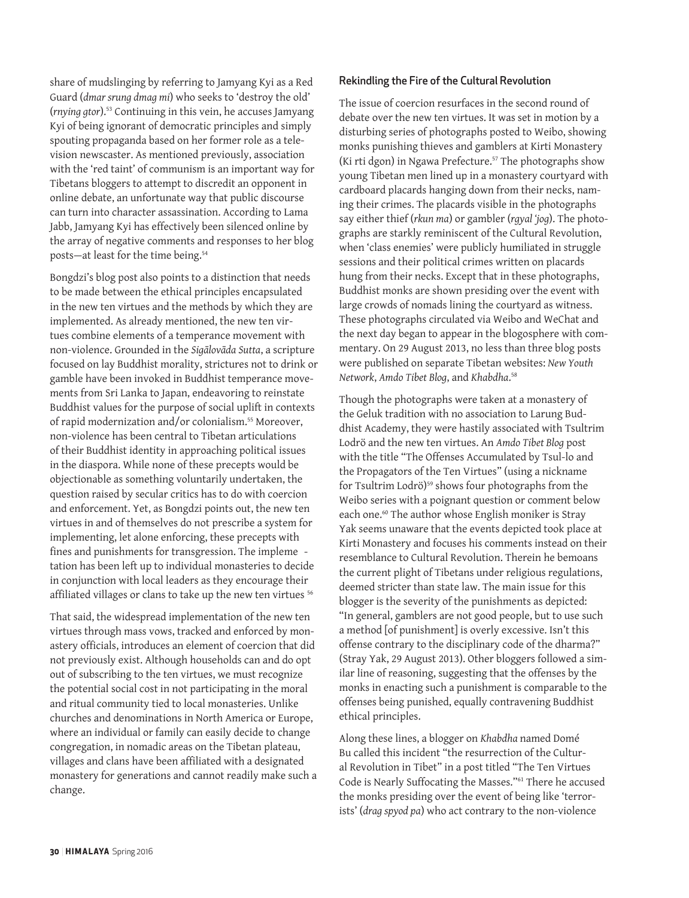share of mudslinging by referring to Jamyang Kyi as a Red Guard (*dmar srung dmag mi*) who seeks to 'destroy the old' (*rnying gtor*).[53] Continuing in this vein, he accuses Jamyang Kyi of being ignorant of democratic principles and simply spouting propaganda based on her former role as a television newscaster. As mentioned previously, association with the 'red taint' of communism is an important way for Tibetans bloggers to attempt to discredit an opponent in online debate, an unfortunate way that public discourse can turn into character assassination. According to Lama Jabb, Jamyang Kyi has effectively been silenced online by the array of negative comments and responses to her blog posts—at least for the time being.[54]

Bongdzi's blog post also points to a distinction that needs to be made between the ethical principles encapsulated in the new ten virtues and the methods by which they are implemented. As already mentioned, the new ten virtues combine elements of a temperance movement with non-violence. Grounded in the *Sigālovāda Sutta*, a scripture focused on lay Buddhist morality, strictures not to drink or gamble have been invoked in Buddhist temperance movements from Sri Lanka to Japan, endeavoring to reinstate Buddhist values for the purpose of social uplift in contexts of rapid modernization and/or colonialism.[55] Moreover, non-violence has been central to Tibetan articulations of their Buddhist identity in approaching political issues in the diaspora. While none of these precepts would be objectionable as something voluntarily undertaken, the question raised by secular critics has to do with coercion and enforcement. Yet, as Bongdzi points out, the new ten virtues in and of themselves do not prescribe a system for implementing, let alone enforcing, these precepts with fines and punishments for transgression. The impleme - tation has been left up to individual monasteries to decide in conjunction with local leaders as they encourage their affiliated villages or clans to take up the new ten virtues [56]

That said, the widespread implementation of the new ten virtues through mass vows, tracked and enforced by monastery officials, introduces an element of coercion that did not previously exist. Although households can and do opt out of subscribing to the ten virtues, we must recognize the potential social cost in not participating in the moral and ritual community tied to local monasteries. Unlike churches and denominations in North America or Europe, where an individual or family can easily decide to change congregation, in nomadic areas on the Tibetan plateau, villages and clans have been affiliated with a designated monastery for generations and cannot readily make such a change.

### Rekindling the Fire of the Cultural Revolution

The issue of coercion resurfaces in the second round of debate over the new ten virtues. It was set in motion by a disturbing series of photographs posted to Weibo, showing monks punishing thieves and gamblers at Kirti Monastery (Ki rti dgon) in Ngawa Prefecture.[57] The photographs show young Tibetan men lined up in a monastery courtyard with cardboard placards hanging down from their necks, naming their crimes. The placards visible in the photographs say either thief (*rkun ma*) or gambler (*rgyal 'jog*). The photographs are starkly reminiscent of the Cultural Revolution, when 'class enemies' were publicly humiliated in struggle sessions and their political crimes written on placards hung from their necks. Except that in these photographs, Buddhist monks are shown presiding over the event with large crowds of nomads lining the courtyard as witness. These photographs circulated via Weibo and WeChat and the next day began to appear in the blogosphere with commentary. On 29 August 2013, no less than three blog posts were published on separate Tibetan websites: *New Youth Network*, *Amdo Tibet Blog*, and *Khabdha*.[58]

Though the photographs were taken at a monastery of the Geluk tradition with no association to Larung Buddhist Academy, they were hastily associated with Tsultrim Lodrö and the new ten virtues. An *Amdo Tibet Blog* post with the title "The Offenses Accumulated by Tsul-lo and the Propagators of the Ten Virtues" (using a nickname for Tsultrim Lodrö)[59] shows four photographs from the Weibo series with a poignant question or comment below each one.[60] The author whose English moniker is Stray Yak seems unaware that the events depicted took place at Kirti Monastery and focuses his comments instead on their resemblance to Cultural Revolution. Therein he bemoans the current plight of Tibetans under religious regulations, deemed stricter than state law. The main issue for this blogger is the severity of the punishments as depicted: "In general, gamblers are not good people, but to use such a method [of punishment] is overly excessive. Isn't this offense contrary to the disciplinary code of the dharma?" (Stray Yak, 29 August 2013). Other bloggers followed a similar line of reasoning, suggesting that the offenses by the monks in enacting such a punishment is comparable to the offenses being punished, equally contravening Buddhist ethical principles.

Along these lines, a blogger on *Khabdha* named Domé Bu called this incident "the resurrection of the Cultural Revolution in Tibet" in a post titled "The Ten Virtues Code is Nearly Suffocating the Masses."[61] There he accused the monks presiding over the event of being like 'terrorists' (*drag spyod pa*) who act contrary to the non-violence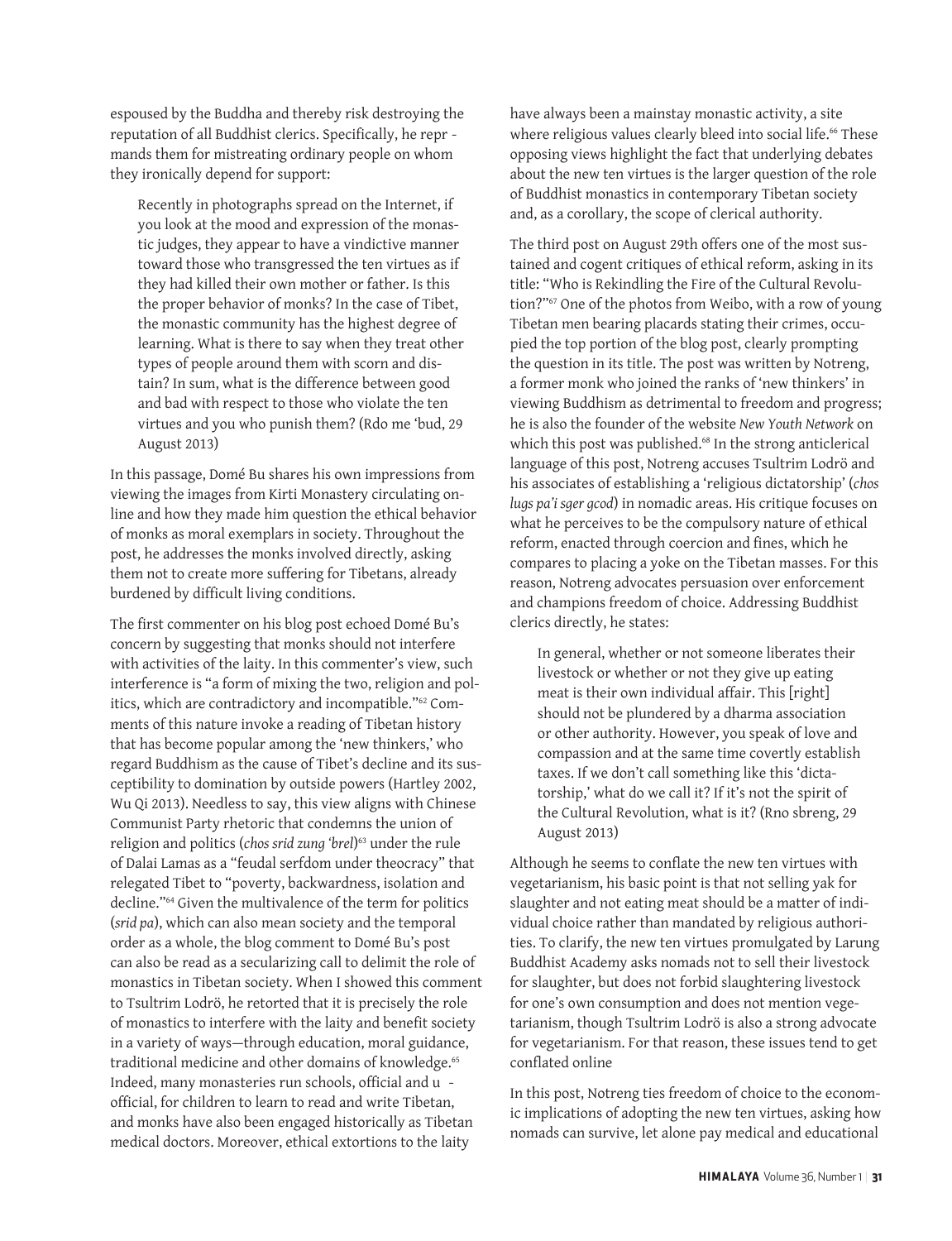espoused by the Buddha and thereby risk destroying the reputation of all Buddhist clerics. Specifically, he repr - mands them for mistreating ordinary people on whom they ironically depend for support:

> Recently in photographs spread on the Internet, if you look at the mood and expression of the monastic judges, they appear to have a vindictive manner toward those who transgressed the ten virtues as if they had killed their own mother or father. Is this the proper behavior of monks? In the case of Tibet, the monastic community has the highest degree of learning. What is there to say when they treat other types of people around them with scorn and distain? In sum, what is the difference between good and bad with respect to those who violate the ten virtues and you who punish them? (Rdo me 'bud, 29 August 2013)

In this passage, Domé Bu shares his own impressions from viewing the images from Kirti Monastery circulating online and how they made him question the ethical behavior of monks as moral exemplars in society. Throughout the post, he addresses the monks involved directly, asking them not to create more suffering for Tibetans, already burdened by difficult living conditions.

The first commenter on his blog post echoed Domé Bu's concern by suggesting that monks should not interfere with activities of the laity. In this commenter's view, such interference is "a form of mixing the two, religion and politics, which are contradictory and incompatible."[62] Comments of this nature invoke a reading of Tibetan history that has become popular among the 'new thinkers,' who regard Buddhism as the cause of Tibet's decline and its susceptibility to domination by outside powers (Hartley 2002, Wu Qi 2013). Needless to say, this view aligns with Chinese Communist Party rhetoric that condemns the union of religion and politics (*chos srid zung 'brel*)[63] under the rule of Dalai Lamas as a "feudal serfdom under theocracy" that relegated Tibet to "poverty, backwardness, isolation and decline."[64] Given the multivalence of the term for politics (*srid pa*), which can also mean society and the temporal order as a whole, the blog comment to Domé Bu's post can also be read as a secularizing call to delimit the role of monastics in Tibetan society. When I showed this comment to Tsultrim Lodrö, he retorted that it is precisely the role of monastics to interfere with the laity and benefit society in a variety of ways—through education, moral guidance, traditional medicine and other domains of knowledge.[65] Indeed, many monasteries run schools, official and u - official, for children to learn to read and write Tibetan, and monks have also been engaged historically as Tibetan medical doctors. Moreover, ethical extortions to the laity have always been a mainstay monastic activity, a site where religious values clearly bleed into social life.[66] These opposing views highlight the fact that underlying debates about the new ten virtues is the larger question of the role of Buddhist monastics in contemporary Tibetan society and, as a corollary, the scope of clerical authority.

The third post on August 29th offers one of the most sustained and cogent critiques of ethical reform, asking in its title: "Who is Rekindling the Fire of the Cultural Revolution?"[67] One of the photos from Weibo, with a row of young Tibetan men bearing placards stating their crimes, occupied the top portion of the blog post, clearly prompting the question in its title. The post was written by Notreng, a former monk who joined the ranks of 'new thinkers' in viewing Buddhism as detrimental to freedom and progress; he is also the founder of the website *New Youth Network* on which this post was published.[68] In the strong anticlerical language of this post, Notreng accuses Tsultrim Lodrö and his associates of establishing a 'religious dictatorship' (*chos lugs pa'i sger gcod*) in nomadic areas. His critique focuses on what he perceives to be the compulsory nature of ethical reform, enacted through coercion and fines, which he compares to placing a yoke on the Tibetan masses. For this reason, Notreng advocates persuasion over enforcement and champions freedom of choice. Addressing Buddhist clerics directly, he states:

> In general, whether or not someone liberates their livestock or whether or not they give up eating meat is their own individual affair. This [right] should not be plundered by a dharma association or other authority. However, you speak of love and compassion and at the same time covertly establish taxes. If we don't call something like this 'dictatorship,' what do we call it? If it's not the spirit of the Cultural Revolution, what is it? (Rno sbreng, 29 August 2013)

Although he seems to conflate the new ten virtues with vegetarianism, his basic point is that not selling yak for slaughter and not eating meat should be a matter of individual choice rather than mandated by religious authorities. To clarify, the new ten virtues promulgated by Larung Buddhist Academy asks nomads not to sell their livestock for slaughter, but does not forbid slaughtering livestock for one's own consumption and does not mention vegetarianism, though Tsultrim Lodrö is also a strong advocate for vegetarianism. For that reason, these issues tend to get conflated online

In this post, Notreng ties freedom of choice to the economic implications of adopting the new ten virtues, asking how nomads can survive, let alone pay medical and educational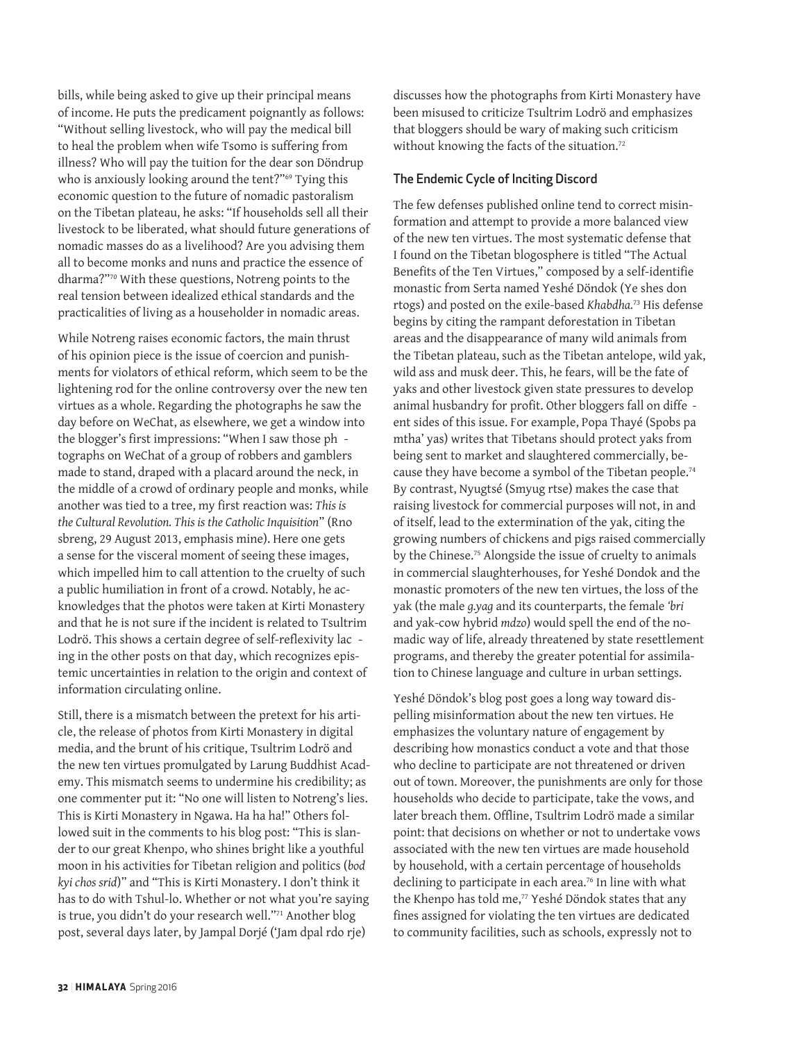bills, while being asked to give up their principal means of income. He puts the predicament poignantly as follows: "Without selling livestock, who will pay the medical bill to heal the problem when wife Tsomo is suffering from illness? Who will pay the tuition for the dear son Döndrup who is anxiously looking around the tent?"[69] Tying this economic question to the future of nomadic pastoralism on the Tibetan plateau, he asks: "If households sell all their livestock to be liberated, what should future generations of nomadic masses do as a livelihood? Are you advising them all to become monks and nuns and practice the essence of dharma?"[70] With these questions, Notreng points to the real tension between idealized ethical standards and the practicalities of living as a householder in nomadic areas.

While Notreng raises economic factors, the main thrust of his opinion piece is the issue of coercion and punishments for violators of ethical reform, which seem to be the lightening rod for the online controversy over the new ten virtues as a whole. Regarding the photographs he saw the day before on WeChat, as elsewhere, we get a window into the blogger's first impressions: "When I saw those photographs on WeChat of a group of robbers and gamblers made to stand, draped with a placard around the neck, in the middle of a crowd of ordinary people and monks, while another was tied to a tree, my first reaction was: *This is the Cultural Revolution. This is the Catholic Inquisition*" (Rno sbreng, 29 August 2013, emphasis mine). Here one gets a sense for the visceral moment of seeing these images, which impelled him to call attention to the cruelty of such a public humiliation in front of a crowd. Notably, he acknowledges that the photos were taken at Kirti Monastery and that he is not sure if the incident is related to Tsultrim Lodrö. This shows a certain degree of self-reflexivity lacking in the other posts on that day, which recognizes epistemic uncertainties in relation to the origin and context of information circulating online.

Still, there is a mismatch between the pretext for his article, the release of photos from Kirti Monastery in digital media, and the brunt of his critique, Tsultrim Lodrö and the new ten virtues promulgated by Larung Buddhist Academy. This mismatch seems to undermine his credibility; as one commenter put it: "No one will listen to Notreng's lies. This is Kirti Monastery in Ngawa. Ha ha ha!" Others followed suit in the comments to his blog post: "This is slander to our great Khenpo, who shines bright like a youthful moon in his activities for Tibetan religion and politics (*bod kyi chos srid*)" and "This is Kirti Monastery. I don't think it has to do with Tshul-lo. Whether or not what you're saying is true, you didn't do your research well."[71] Another blog post, several days later, by Jampal Dorjé ('Jam dpal rdo rje) discusses how the photographs from Kirti Monastery have been misused to criticize Tsultrim Lodrö and emphasizes that bloggers should be wary of making such criticism without knowing the facts of the situation.[72]

### The Endemic Cycle of Inciting Discord

The few defenses published online tend to correct misinformation and attempt to provide a more balanced view of the new ten virtues. The most systematic defense that I found on the Tibetan blogosphere is titled "The Actual Benefits of the Ten Virtues," composed by a self-identified monastic from Serta named Yeshé Döndok (Ye shes don rtogs) and posted on the exile-based *Khabdha*.[73] His defense begins by citing the rampant deforestation in Tibetan areas and the disappearance of many wild animals from the Tibetan plateau, such as the Tibetan antelope, wild yak, wild ass and musk deer. This, he fears, will be the fate of yaks and other livestock given state pressures to develop animal husbandry for profit. Other bloggers fall on different sides of this issue. For example, Popa Thayé (Spobs pa mtha' yas) writes that Tibetans should protect yaks from being sent to market and slaughtered commercially, because they have become a symbol of the Tibetan people.[74] By contrast, Nyugtsé (Smyug rtse) makes the case that raising livestock for commercial purposes will not, in and of itself, lead to the extermination of the yak, citing the growing numbers of chickens and pigs raised commercially by the Chinese.[75] Alongside the issue of cruelty to animals in commercial slaughterhouses, for Yeshé Dondok and the monastic promoters of the new ten virtues, the loss of the yak (the male *g.yag* and its counterparts, the female *'bri* and yak-cow hybrid *mdzo*) would spell the end of the nomadic way of life, already threatened by state resettlement programs, and thereby the greater potential for assimilation to Chinese language and culture in urban settings.

Yeshé Döndok's blog post goes a long way toward dispelling misinformation about the new ten virtues. He emphasizes the voluntary nature of engagement by describing how monastics conduct a vote and that those who decline to participate are not threatened or driven out of town. Moreover, the punishments are only for those households who decide to participate, take the vows, and later breach them. Offline, Tsultrim Lodrö made a similar point: that decisions on whether or not to undertake vows associated with the new ten virtues are made household by household, with a certain percentage of households declining to participate in each area.[76] In line with what the Khenpo has told me,[77] Yeshé Döndok states that any fines assigned for violating the ten virtues are dedicated to community facilities, such as schools, expressly not to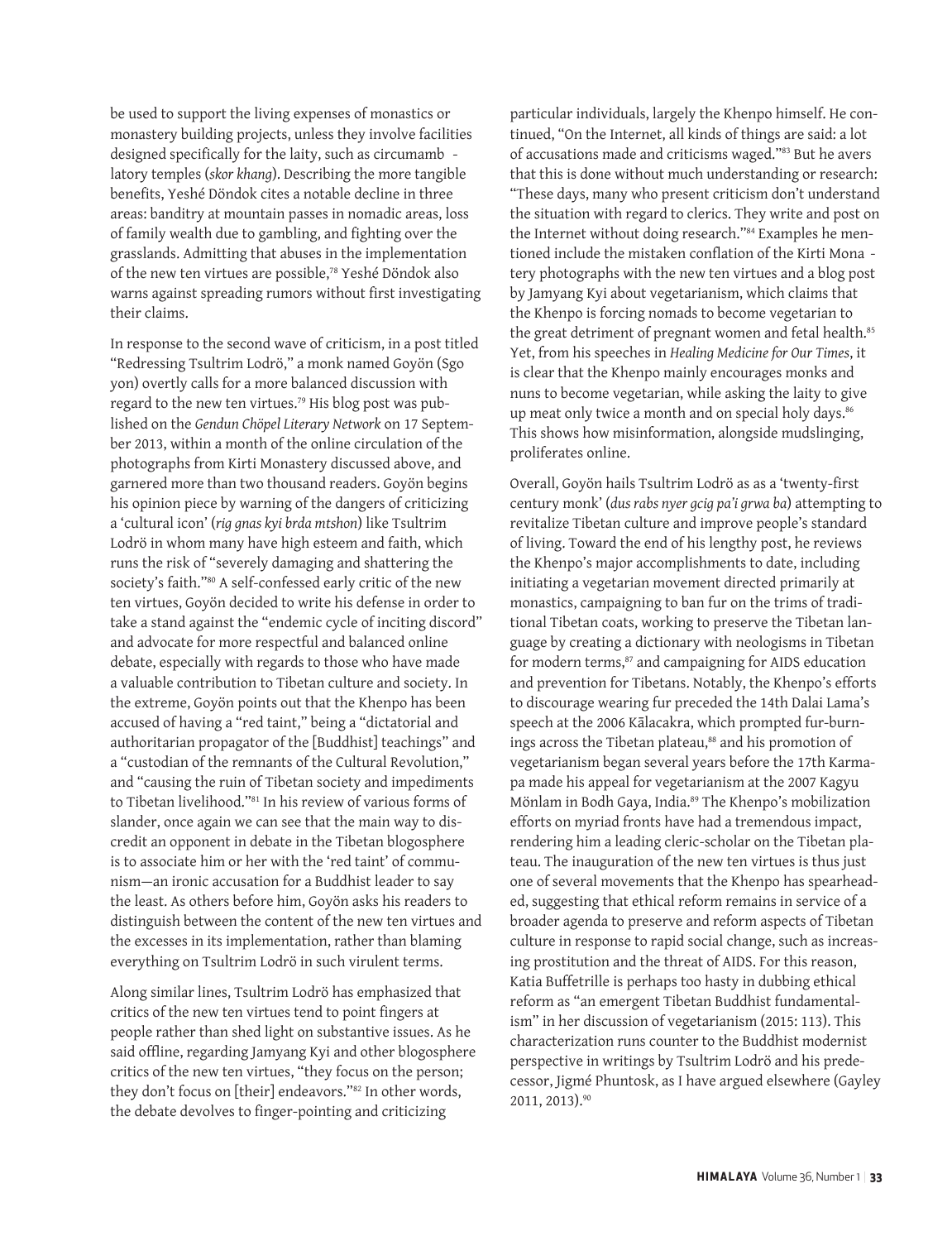be used to support the living expenses of monastics or monastery building projects, unless they involve facilities designed specifically for the laity, such as circumambulatory temples (*skor khang*). Describing the more tangible benefits, Yeshé Döndok cites a notable decline in three areas: banditry at mountain passes in nomadic areas, loss of family wealth due to gambling, and fighting over the grasslands. Admitting that abuses in the implementation of the new ten virtues are possible,[78] Yeshé Döndok also warns against spreading rumors without first investigating their claims.

In response to the second wave of criticism, in a post titled "Redressing Tsultrim Lodrö," a monk named Goyön (Sgo yon) overtly calls for a more balanced discussion with regard to the new ten virtues.[79] His blog post was published on the *Gendun Chöpel Literary Network* on 17 September 2013, within a month of the online circulation of the photographs from Kirti Monastery discussed above, and garnered more than two thousand readers. Goyön begins his opinion piece by warning of the dangers of criticizing a 'cultural icon' (*rig gnas kyi brda mtshon*) like Tsultrim Lodrö in whom many have high esteem and faith, which runs the risk of "severely damaging and shattering the society's faith."[80] A self-confessed early critic of the new ten virtues, Goyön decided to write his defense in order to take a stand against the "endemic cycle of inciting discord" and advocate for more respectful and balanced online debate, especially with regards to those who have made a valuable contribution to Tibetan culture and society. In the extreme, Goyön points out that the Khenpo has been accused of having a "red taint," being a "dictatorial and authoritarian propagator of the [Buddhist] teachings" and a "custodian of the remnants of the Cultural Revolution," and "causing the ruin of Tibetan society and impediments to Tibetan livelihood."[81] In his review of various forms of slander, once again we can see that the main way to discredit an opponent in debate in the Tibetan blogosphere is to associate him or her with the 'red taint' of communism—an ironic accusation for a Buddhist leader to say the least. As others before him, Goyön asks his readers to distinguish between the content of the new ten virtues and the excesses in its implementation, rather than blaming everything on Tsultrim Lodrö in such virulent terms.

Along similar lines, Tsultrim Lodrö has emphasized that critics of the new ten virtues tend to point fingers at people rather than shed light on substantive issues. As he said offline, regarding Jamyang Kyi and other blogosphere critics of the new ten virtues, "they focus on the person; they don't focus on [their] endeavors."[82] In other words, the debate devolves to finger-pointing and criticizing particular individuals, largely the Khenpo himself. He continued, "On the Internet, all kinds of things are said: a lot of accusations made and criticisms waged."[83] But he avers that this is done without much understanding or research: "These days, many who present criticism don't understand the situation with regard to clerics. They write and post on the Internet without doing research."[84] Examples he mentioned include the mistaken conflation of the Kirti Monastery photographs with the new ten virtues and a blog post by Jamyang Kyi about vegetarianism, which claims that the Khenpo is forcing nomads to become vegetarian to the great detriment of pregnant women and fetal health.[85] Yet, from his speeches in *Healing Medicine for Our Times*, it is clear that the Khenpo mainly encourages monks and nuns to become vegetarian, while asking the laity to give up meat only twice a month and on special holy days.[86] This shows how misinformation, alongside mudslinging, proliferates online.

Overall, Goyön hails Tsultrim Lodrö as as a 'twenty-first century monk' (*dus rabs nyer gcig pa'i grwa ba*) attempting to revitalize Tibetan culture and improve people's standard of living. Toward the end of his lengthy post, he reviews the Khenpo's major accomplishments to date, including initiating a vegetarian movement directed primarily at monastics, campaigning to ban fur on the trims of traditional Tibetan coats, working to preserve the Tibetan language by creating a dictionary with neologisms in Tibetan for modern terms,[87] and campaigning for AIDS education and prevention for Tibetans. Notably, the Khenpo's efforts to discourage wearing fur preceded the 14th Dalai Lama's speech at the 2006 Kālacakra, which prompted fur-burnings across the Tibetan plateau,[88] and his promotion of vegetarianism began several years before the 17th Karmapa made his appeal for vegetarianism at the 2007 Kagyu Mönlam in Bodh Gaya, India.[89] The Khenpo's mobilization efforts on myriad fronts have had a tremendous impact, rendering him a leading cleric-scholar on the Tibetan plateau. The inauguration of the new ten virtues is thus just one of several movements that the Khenpo has spearheaded, suggesting that ethical reform remains in service of a broader agenda to preserve and reform aspects of Tibetan culture in response to rapid social change, such as increasing prostitution and the threat of AIDS. For this reason, Katia Buffetrille is perhaps too hasty in dubbing ethical reform as "an emergent Tibetan Buddhist fundamentalism" in her discussion of vegetarianism (2015: 113). This characterization runs counter to the Buddhist modernist perspective in writings by Tsultrim Lodrö and his predecessor, Jigmé Phuntosk, as I have argued elsewhere (Gayley 2011, 2013).[90]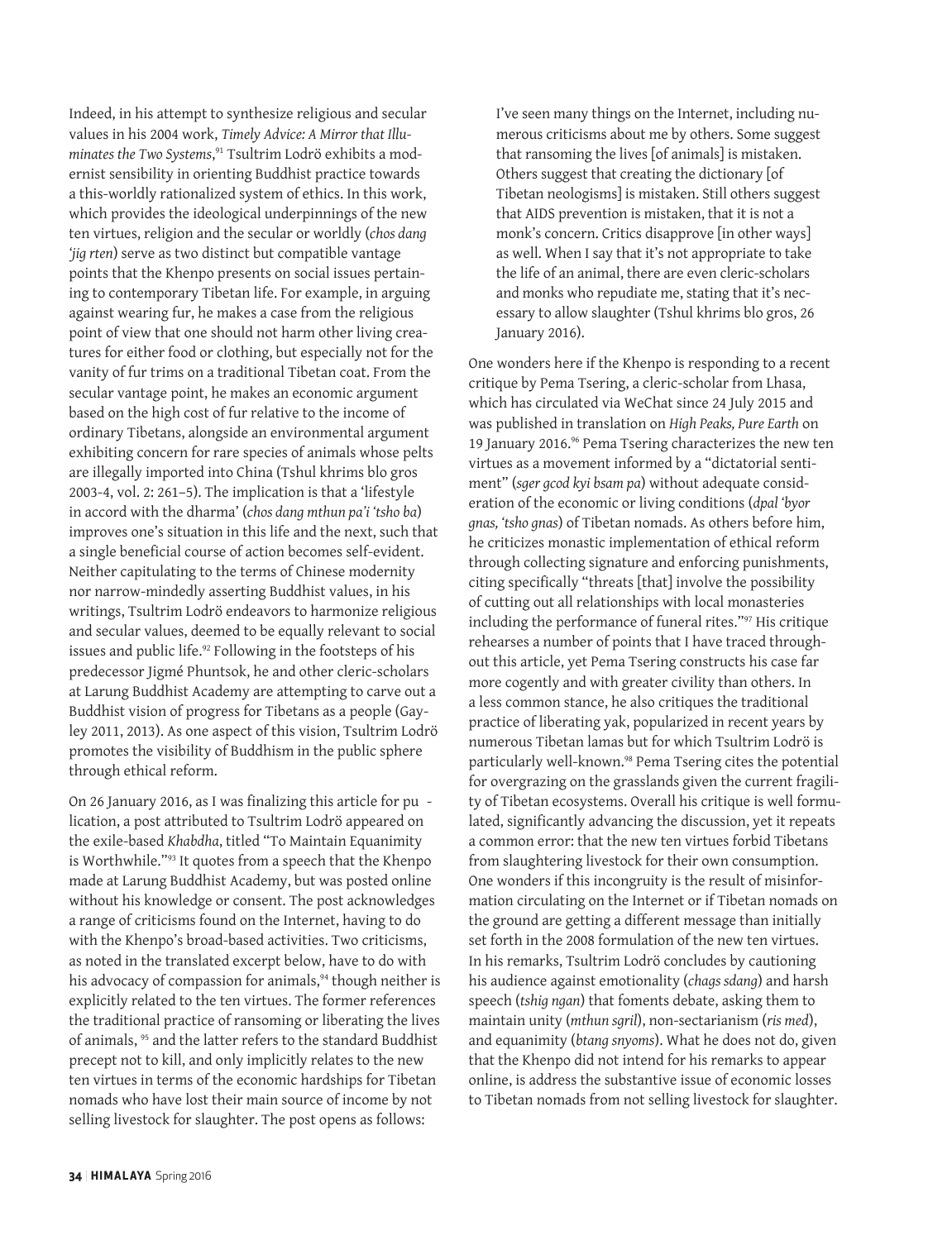Indeed, in his attempt to synthesize religious and secular values in his 2004 work, *Timely Advice: A Mirror that Illuminates the Two Systems*,[91] Tsultrim Lodrö exhibits a modernist sensibility in orienting Buddhist practice towards a this-worldly rationalized system of ethics. In this work, which provides the ideological underpinnings of the new ten virtues, religion and the secular or worldly (*chos dang 'jig rten*) serve as two distinct but compatible vantage points that the Khenpo presents on social issues pertaining to contemporary Tibetan life. For example, in arguing against wearing fur, he makes a case from the religious point of view that one should not harm other living creatures for either food or clothing, but especially not for the vanity of fur trims on a traditional Tibetan coat. From the secular vantage point, he makes an economic argument based on the high cost of fur relative to the income of ordinary Tibetans, alongside an environmental argument exhibiting concern for rare species of animals whose pelts are illegally imported into China (Tshul khrims blo gros 2003-4, vol. 2: 261–5). The implication is that a 'lifestyle in accord with the dharma' (*chos dang mthun pa'i 'tsho ba*) improves one's situation in this life and the next, such that a single beneficial course of action becomes self-evident. Neither capitulating to the terms of Chinese modernity nor narrow-mindedly asserting Buddhist values, in his writings, Tsultrim Lodrö endeavors to harmonize religious and secular values, deemed to be equally relevant to social issues and public life.[92] Following in the footsteps of his predecessor Jigmé Phuntsok, he and other cleric-scholars at Larung Buddhist Academy are attempting to carve out a Buddhist vision of progress for Tibetans as a people (Gayley 2011, 2013). As one aspect of this vision, Tsultrim Lodrö promotes the visibility of Buddhism in the public sphere through ethical reform.

On 26 January 2016, as I was finalizing this article for publication, a post attributed to Tsultrim Lodrö appeared on the exile-based *Khabdha*, titled "To Maintain Equanimity is Worthwhile."[93] It quotes from a speech that the Khenpo made at Larung Buddhist Academy, but was posted online without his knowledge or consent. The post acknowledges a range of criticisms found on the Internet, having to do with the Khenpo's broad-based activities. Two criticisms, as noted in the translated excerpt below, have to do with his advocacy of compassion for animals,[94] though neither is explicitly related to the ten virtues. The former references the traditional practice of ransoming or liberating the lives of animals, [95] and the latter refers to the standard Buddhist precept not to kill, and only implicitly relates to the new ten virtues in terms of the economic hardships for Tibetan nomads who have lost their main source of income by not selling livestock for slaughter. The post opens as follows:

> I've seen many things on the Internet, including numerous criticisms about me by others. Some suggest that ransoming the lives [of animals] is mistaken. Others suggest that creating the dictionary [of Tibetan neologisms] is mistaken. Still others suggest that AIDS prevention is mistaken, that it is not a monk's concern. Critics disapprove [in other ways] as well. When I say that it's not appropriate to take the life of an animal, there are even cleric-scholars and monks who repudiate me, stating that it's necessary to allow slaughter (Tshul khrims blo gros, 26 January 2016).

One wonders here if the Khenpo is responding to a recent critique by Pema Tsering, a cleric-scholar from Lhasa, which has circulated via WeChat since 24 July 2015 and was published in translation on *High Peaks, Pure Earth* on 19 January 2016.[96] Pema Tsering characterizes the new ten virtues as a movement informed by a "dictatorial sentiment" (*sger gcod kyi bsam pa*) without adequate consideration of the economic or living conditions (*dpal 'byor gnas, 'tsho gnas*) of Tibetan nomads. As others before him, he criticizes monastic implementation of ethical reform through collecting signature and enforcing punishments, citing specifically "threats [that] involve the possibility of cutting out all relationships with local monasteries including the performance of funeral rites."[97] His critique rehearses a number of points that I have traced throughout this article, yet Pema Tsering constructs his case far more cogently and with greater civility than others. In a less common stance, he also critiques the traditional practice of liberating yak, popularized in recent years by numerous Tibetan lamas but for which Tsultrim Lodrö is particularly well-known.[98] Pema Tsering cites the potential for overgrazing on the grasslands given the current fragility of Tibetan ecosystems. Overall his critique is well formulated, significantly advancing the discussion, yet it repeats a common error: that the new ten virtues forbid Tibetans from slaughtering livestock for their own consumption. One wonders if this incongruity is the result of misinformation circulating on the Internet or if Tibetan nomads on the ground are getting a different message than initially set forth in the 2008 formulation of the new ten virtues. In his remarks, Tsultrim Lodrö concludes by cautioning his audience against emotionality (*chags sdang*) and harsh speech (*tshig ngan*) that foments debate, asking them to maintain unity (*mthun sgril*), non-sectarianism (*ris med*), and equanimity (*btang snyoms*). What he does not do, given that the Khenpo did not intend for his remarks to appear online, is address the substantive issue of economic losses to Tibetan nomads from not selling livestock for slaughter.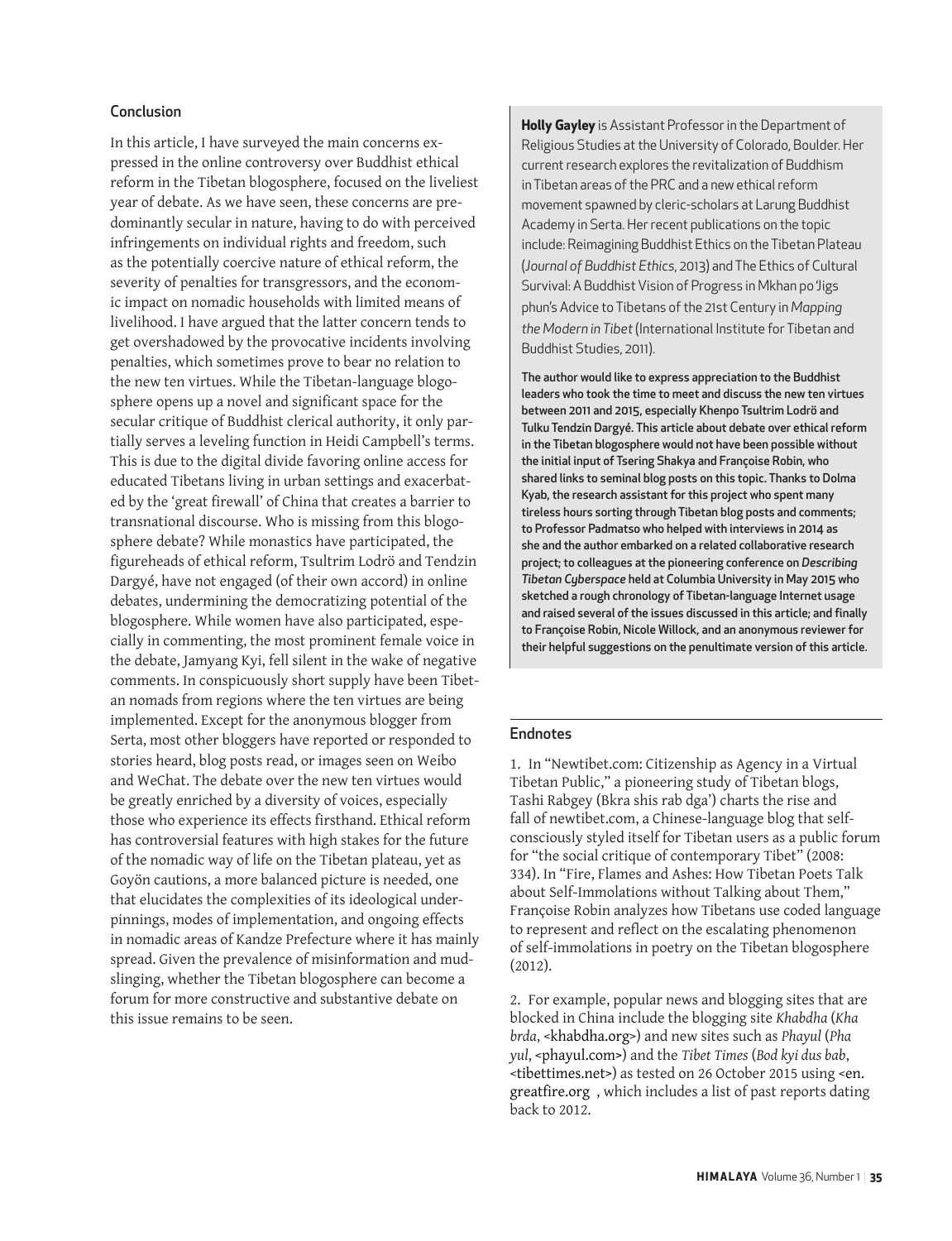## Conclusion

In this article, I have surveyed the main concerns expressed in the online controversy over Buddhist ethical reform in the Tibetan blogosphere, focused on the liveliest year of debate. As we have seen, these concerns are predominantly secular in nature, having to do with perceived infringements on individual rights and freedom, such as the potentially coercive nature of ethical reform, the severity of penalties for transgressors, and the economic impact on nomadic households with limited means of livelihood. I have argued that the latter concern tends to get overshadowed by the provocative incidents involving penalties, which sometimes prove to bear no relation to the new ten virtues. While the Tibetan-language blogosphere opens up a novel and significant space for the secular critique of Buddhist clerical authority, it only partially serves a leveling function in Heidi Campbell's terms. This is due to the digital divide favoring online access for educated Tibetans living in urban settings and exacerbated by the 'great firewall' of China that creates a barrier to transnational discourse. Who is missing from this blogosphere debate? While monastics have participated, the figureheads of ethical reform, Tsultrim Lodrö and Tendzin Dargyé, have not engaged (of their own accord) in online debates, undermining the democratizing potential of the blogosphere. While women have also participated, especially in commenting, the most prominent female voice in the debate, Jamyang Kyi, fell silent in the wake of negative comments. In conspicuously short supply have been Tibetan nomads from regions where the ten virtues are being implemented. Except for the anonymous blogger from Serta, most other bloggers have reported or responded to stories heard, blog posts read, or images seen on Weibo and WeChat. The debate over the new ten virtues would be greatly enriched by a diversity of voices, especially those who experience its effects firsthand. Ethical reform has controversial features with high stakes for the future of the nomadic way of life on the Tibetan plateau, yet as Goyön cautions, a more balanced picture is needed, one that elucidates the complexities of its ideological underpinnings, modes of implementation, and ongoing effects in nomadic areas of Kandze Prefecture where it has mainly spread. Given the prevalence of misinformation and mudslinging, whether the Tibetan blogosphere can become a forum for more constructive and substantive debate on this issue remains to be seen.

**Holly Gayley** is Assistant Professor in the Department of Religious Studies at the University of Colorado, Boulder. Her current research explores the revitalization of Buddhism in Tibetan areas of the PRC and a new ethical reform movement spawned by cleric-scholars at Larung Buddhist Academy in Serta. Her recent publications on the topic include: Reimagining Buddhist Ethics on the Tibetan Plateau (*Journal of Buddhist Ethics*, 2013) and The Ethics of Cultural Survival: A Buddhist Vision of Progress in Mkhan po 'Jigs phun's Advice to Tibetans of the 21st Century in *Mapping the Modern in Tibet* (International Institute for Tibetan and Buddhist Studies, 2011).

**The author would like to express appreciation to the Buddhist leaders who took the time to meet and discuss the new ten virtues between 2011 and 2015, especially Khenpo Tsultrim Lodrö and Tulku Tendzin Dargyé. This article about debate over ethical reform in the Tibetan blogosphere would not have been possible without the initial input of Tsering Shakya and Françoise Robin, who shared links to seminal blog posts on this topic. Thanks to Dolma Kyab, the research assistant for this project who spent many tireless hours sorting through Tibetan blog posts and comments; to Professor Padmatso who helped with interviews in 2014 as she and the author embarked on a related collaborative research project; to colleagues at the pioneering conference on *Describing Tibetan Cyberspace* held at Columbia University in May 2015 who sketched a rough chronology of Tibetan-language Internet usage and raised several of the issues discussed in this article; and finally to Françoise Robin, Nicole Willock, and an anonymous reviewer for their helpful suggestions on the penultimate version of this article.**

## Endnotes

1. In "Newtibet.com: Citizenship as Agency in a Virtual Tibetan Public," a pioneering study of Tibetan blogs, Tashi Rabgey (Bkra shis rab dga') charts the rise and fall of newtibet.com, a Chinese-language blog that self-consciously styled itself for Tibetan users as a public forum for "the social critique of contemporary Tibet" (2008: 334). In "Fire, Flames and Ashes: How Tibetan Poets Talk about Self-Immolations without Talking about Them," Françoise Robin analyzes how Tibetans use coded language to represent and reflect on the escalating phenomenon of self-immolations in poetry on the Tibetan blogosphere (2012).

2. For example, popular news and blogging sites that are blocked in China include the blogging site *Khabdha* (*Kha brda*, <khabdha.org>) and new sites such as *Phayul* (*Pha yul*, <phayul.com>) and the *Tibet Times* (*Bod kyi dus bab*, <tibettimes.net>) as tested on 26 October 2015 using <en.greatfire.org , which includes a list of past reports dating back to 2012.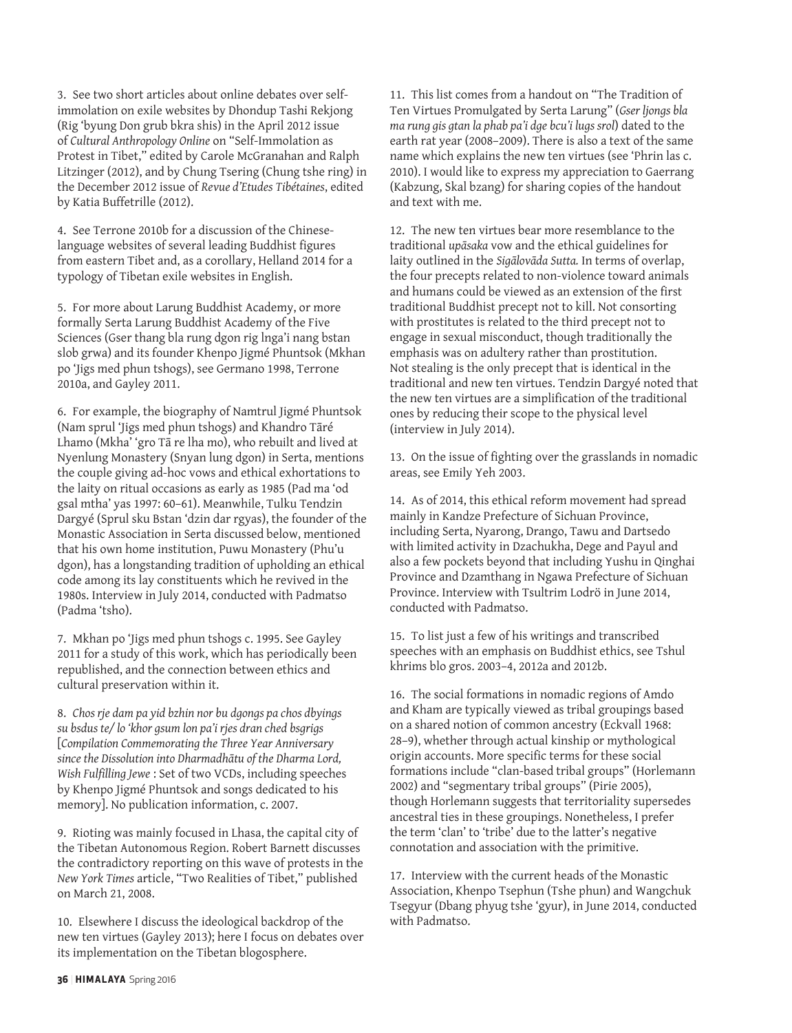3. See two short articles about online debates over self-immolation on exile websites by Dhondup Tashi Rekjong (Rig 'byung Don grub bkra shis) in the April 2012 issue of *Cultural Anthropology Online* on "Self-Immolation as Protest in Tibet," edited by Carole McGranahan and Ralph Litzinger (2012), and by Chung Tsering (Chung tshe ring) in the December 2012 issue of *Revue d'Etudes Tibétaines*, edited by Katia Buffetrille (2012).

4. See Terrone 2010b for a discussion of the Chinese-language websites of several leading Buddhist figures from eastern Tibet and, as a corollary, Helland 2014 for a typology of Tibetan exile websites in English.

5. For more about Larung Buddhist Academy, or more formally Serta Larung Buddhist Academy of the Five Sciences (Gser thang bla rung dgon rig lnga'i nang bstan slob grwa) and its founder Khenpo Jigmé Phuntsok (Mkhan po 'Jigs med phun tshogs), see Germano 1998, Terrone 2010a, and Gayley 2011.

6. For example, the biography of Namtrul Jigmé Phuntsok (Nam sprul 'Jigs med phun tshogs) and Khandro Tāré Lhamo (Mkha' 'gro Tā re lha mo), who rebuilt and lived at Nyenlung Monastery (Snyan lung dgon) in Serta, mentions the couple giving ad-hoc vows and ethical exhortations to the laity on ritual occasions as early as 1985 (Pad ma 'od gsal mtha' yas 1997: 60–61). Meanwhile, Tulku Tendzin Dargyé (Sprul sku Bstan 'dzin dar rgyas), the founder of the Monastic Association in Serta discussed below, mentioned that his own home institution, Puwu Monastery (Phu'u dgon), has a longstanding tradition of upholding an ethical code among its lay constituents which he revived in the 1980s. Interview in July 2014, conducted with Padmatso (Padma 'tsho).

7. Mkhan po 'Jigs med phun tshogs c. 1995. See Gayley 2011 for a study of this work, which has periodically been republished, and the connection between ethics and cultural preservation within it.

8. *Chos rje dam pa yid bzhin nor bu dgongs pa chos dbyings su bsdus te/ lo 'khor gsum lon pa'i rjes dran ched bsgrigs* [*Compilation Commemorating the Three Year Anniversary since the Dissolution into Dharmadhātu of the Dharma Lord, Wish Fulfilling Jewe* : Set of two VCDs, including speeches by Khenpo Jigmé Phuntsok and songs dedicated to his memory]. No publication information, c. 2007.

9. Rioting was mainly focused in Lhasa, the capital city of the Tibetan Autonomous Region. Robert Barnett discusses the contradictory reporting on this wave of protests in the *New York Times* article, "Two Realities of Tibet," published on March 21, 2008.

10. Elsewhere I discuss the ideological backdrop of the new ten virtues (Gayley 2013); here I focus on debates over its implementation on the Tibetan blogosphere.

11. This list comes from a handout on "The Tradition of Ten Virtues Promulgated by Serta Larung" (*Gser ljongs bla ma rung gis gtan la phab pa'i dge bcu'i lugs srol*) dated to the earth rat year (2008–2009). There is also a text of the same name which explains the new ten virtues (see 'Phrin las c. 2010). I would like to express my appreciation to Gaerrang (Kabzung, Skal bzang) for sharing copies of the handout and text with me.

12. The new ten virtues bear more resemblance to the traditional *upāsaka* vow and the ethical guidelines for laity outlined in the *Sigālovāda Sutta.* In terms of overlap, the four precepts related to non-violence toward animals and humans could be viewed as an extension of the first traditional Buddhist precept not to kill. Not consorting with prostitutes is related to the third precept not to engage in sexual misconduct, though traditionally the emphasis was on adultery rather than prostitution. Not stealing is the only precept that is identical in the traditional and new ten virtues. Tendzin Dargyé noted that the new ten virtues are a simplification of the traditional ones by reducing their scope to the physical level (interview in July 2014).

13. On the issue of fighting over the grasslands in nomadic areas, see Emily Yeh 2003.

14. As of 2014, this ethical reform movement had spread mainly in Kandze Prefecture of Sichuan Province, including Serta, Nyarong, Drango, Tawu and Dartsedo with limited activity in Dzachukha, Dege and Payul and also a few pockets beyond that including Yushu in Qinghai Province and Dzamthang in Ngawa Prefecture of Sichuan Province. Interview with Tsultrim Lodrö in June 2014, conducted with Padmatso.

15. To list just a few of his writings and transcribed speeches with an emphasis on Buddhist ethics, see Tshul khrims blo gros. 2003–4, 2012a and 2012b.

16. The social formations in nomadic regions of Amdo and Kham are typically viewed as tribal groupings based on a shared notion of common ancestry (Eckvall 1968: 28–9), whether through actual kinship or mythological origin accounts. More specific terms for these social formations include "clan-based tribal groups" (Horlemann 2002) and "segmentary tribal groups" (Pirie 2005), though Horlemann suggests that territoriality supersedes ancestral ties in these groupings. Nonetheless, I prefer the term 'clan' to 'tribe' due to the latter's negative connotation and association with the primitive.

17. Interview with the current heads of the Monastic Association, Khenpo Tsephun (Tshe phun) and Wangchuk Tsegyur (Dbang phyug tshe 'gyur), in June 2014, conducted with Padmatso.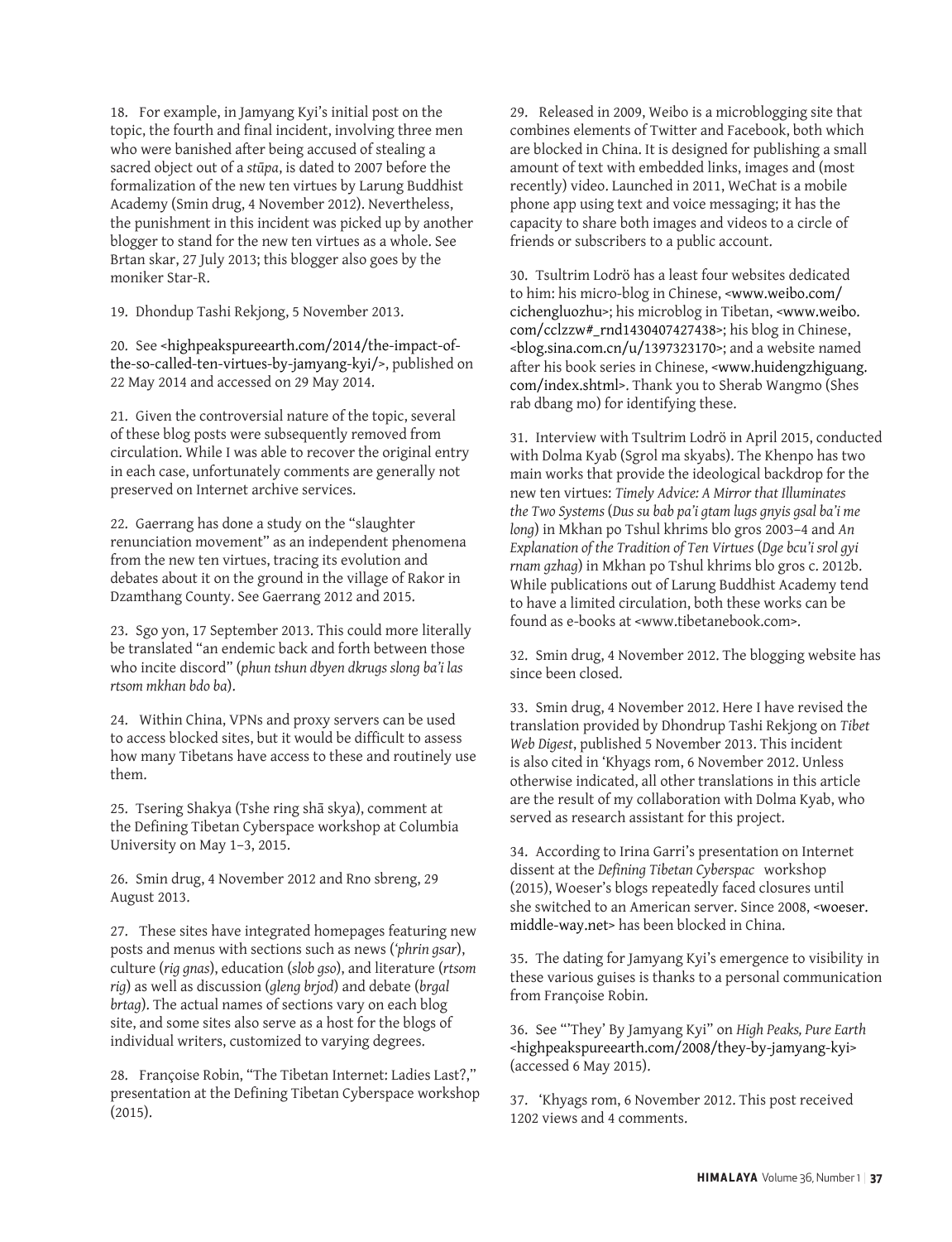18. For example, in Jamyang Kyi's initial post on the topic, the fourth and final incident, involving three men who were banished after being accused of stealing a sacred object out of a *stūpa*, is dated to 2007 before the formalization of the new ten virtues by Larung Buddhist Academy (Smin drug, 4 November 2012). Nevertheless, the punishment in this incident was picked up by another blogger to stand for the new ten virtues as a whole. See Brtan skar, 27 July 2013; this blogger also goes by the moniker Star-R.

19. Dhondup Tashi Rekjong, 5 November 2013.

20. See <highpeakspureearth.com/2014/the-impact-of-the-so-called-ten-virtues-by-jamyang-kyi/>, published on 22 May 2014 and accessed on 29 May 2014.

21. Given the controversial nature of the topic, several of these blog posts were subsequently removed from circulation. While I was able to recover the original entry in each case, unfortunately comments are generally not preserved on Internet archive services.

22. Gaerrang has done a study on the "slaughter renunciation movement" as an independent phenomena from the new ten virtues, tracing its evolution and debates about it on the ground in the village of Rakor in Dzamthang County. See Gaerrang 2012 and 2015.

23. Sgo yon, 17 September 2013. This could more literally be translated "an endemic back and forth between those who incite discord" (*phun tshun dbyen dkrugs slong ba'i las rtsom mkhan bdo ba*).

24. Within China, VPNs and proxy servers can be used to access blocked sites, but it would be difficult to assess how many Tibetans have access to these and routinely use them.

25. Tsering Shakya (Tshe ring shā skya), comment at the Defining Tibetan Cyberspace workshop at Columbia University on May 1–3, 2015.

26. Smin drug, 4 November 2012 and Rno sbreng, 29 August 2013.

27. These sites have integrated homepages featuring new posts and menus with sections such as news (*'phrin gsar*), culture (*rig gnas*), education (*slob gso*), and literature (*rtsom rig*) as well as discussion (*gleng brjod*) and debate (*brgal brtag*). The actual names of sections vary on each blog site, and some sites also serve as a host for the blogs of individual writers, customized to varying degrees.

28. Françoise Robin, "The Tibetan Internet: Ladies Last?," presentation at the Defining Tibetan Cyberspace workshop (2015).

29. Released in 2009, Weibo is a microblogging site that combines elements of Twitter and Facebook, both which are blocked in China. It is designed for publishing a small amount of text with embedded links, images and (most recently) video. Launched in 2011, WeChat is a mobile phone app using text and voice messaging; it has the capacity to share both images and videos to a circle of friends or subscribers to a public account.

30. Tsultrim Lodrö has a least four websites dedicated to him: his micro-blog in Chinese, <www.weibo.com/cichengluozhu>; his microblog in Tibetan, <www.weibo.com/cclzzw#_rnd1430407427438>; his blog in Chinese, <blog.sina.com.cn/u/1397323170>; and a website named after his book series in Chinese, <www.huidengzhiguang.com/index.shtml>. Thank you to Sherab Wangmo (Shes rab dbang mo) for identifying these.

31. Interview with Tsultrim Lodrö in April 2015, conducted with Dolma Kyab (Sgrol ma skyabs). The Khenpo has two main works that provide the ideological backdrop for the new ten virtues: *Timely Advice: A Mirror that Illuminates the Two Systems* (*Dus su bab pa'i gtam lugs gnyis gsal ba'i me long*) in Mkhan po Tshul khrims blo gros 2003–4 and *An Explanation of the Tradition of Ten Virtues* (*Dge bcu'i srol gyi rnam gzhag*) in Mkhan po Tshul khrims blo gros c. 2012b. While publications out of Larung Buddhist Academy tend to have a limited circulation, both these works can be found as e-books at <www.tibetanebook.com>.

32. Smin drug, 4 November 2012. The blogging website has since been closed.

33. Smin drug, 4 November 2012. Here I have revised the translation provided by Dhondrup Tashi Rekjong on *Tibet Web Digest*, published 5 November 2013. This incident is also cited in 'Khyags rom, 6 November 2012. Unless otherwise indicated, all other translations in this article are the result of my collaboration with Dolma Kyab, who served as research assistant for this project.

34. According to Irina Garri's presentation on Internet dissent at the *Defining Tibetan Cyberspac* workshop (2015), Woeser's blogs repeatedly faced closures until she switched to an American server. Since 2008, <woeser.middle-way.net> has been blocked in China.

35. The dating for Jamyang Kyi's emergence to visibility in these various guises is thanks to a personal communication from Françoise Robin.

36. See "'They' By Jamyang Kyi" on *High Peaks, Pure Earth* <highpeakspureearth.com/2008/they-by-jamyang-kyi> (accessed 6 May 2015).

37. 'Khyags rom, 6 November 2012. This post received 1202 views and 4 comments.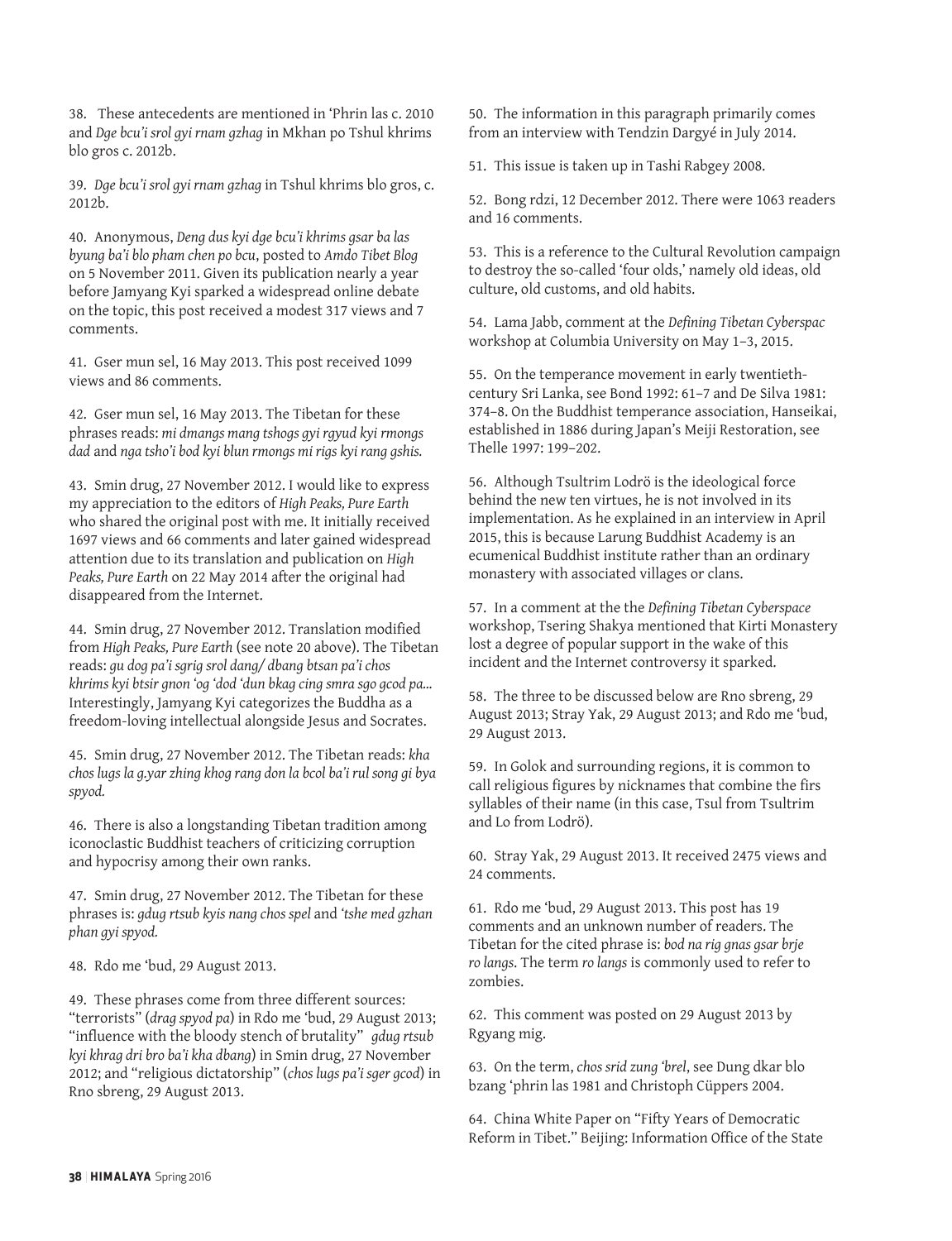38. These antecedents are mentioned in 'Phrin las c. 2010 and *Dge bcu'i srol gyi rnam gzhag* in Mkhan po Tshul khrims blo gros c. 2012b.

39. *Dge bcu'i srol gyi rnam gzhag* in Tshul khrims blo gros, c. 2012b.

40. Anonymous, *Deng dus kyi dge bcu'i khrims gsar ba las byung ba'i blo pham chen po bcu*, posted to *Amdo Tibet Blog* on 5 November 2011. Given its publication nearly a year before Jamyang Kyi sparked a widespread online debate on the topic, this post received a modest 317 views and 7 comments.

41. Gser mun sel, 16 May 2013. This post received 1099 views and 86 comments.

42. Gser mun sel, 16 May 2013. The Tibetan for these phrases reads: *mi dmangs mang tshogs gyi rgyud kyi rmongs dad* and *nga tsho'i bod kyi blun rmongs mi rigs kyi rang gshis.*

43. Smin drug, 27 November 2012. I would like to express my appreciation to the editors of *High Peaks, Pure Earth* who shared the original post with me. It initially received 1697 views and 66 comments and later gained widespread attention due to its translation and publication on *High Peaks, Pure Earth* on 22 May 2014 after the original had disappeared from the Internet.

44. Smin drug, 27 November 2012. Translation modified from *High Peaks, Pure Earth* (see note 20 above). The Tibetan reads: *gu dog pa'i sgrig srol dang/ dbang btsan pa'i chos khrims kyi btsir gnon 'og 'dod 'dun bkag cing smra sgo gcod pa...* Interestingly, Jamyang Kyi categorizes the Buddha as a freedom-loving intellectual alongside Jesus and Socrates.

45. Smin drug, 27 November 2012. The Tibetan reads: *kha chos lugs la g.yar zhing khog rang don la bcol ba'i rul song gi bya spyod.*

46. There is also a longstanding Tibetan tradition among iconoclastic Buddhist teachers of criticizing corruption and hypocrisy among their own ranks.

47. Smin drug, 27 November 2012. The Tibetan for these phrases is: *gdug rtsub kyis nang chos spel* and *'tshe med gzhan phan gyi spyod.*

48. Rdo me 'bud, 29 August 2013.

49. These phrases come from three different sources: "terrorists" (*drag spyod pa*) in Rdo me 'bud, 29 August 2013; "influence with the bloody stench of brutality" *gdug rtsub kyi khrag dri bro ba'i kha dbang*) in Smin drug, 27 November 2012; and "religious dictatorship" (*chos lugs pa'i sger gcod*) in Rno sbreng, 29 August 2013.

50. The information in this paragraph primarily comes from an interview with Tendzin Dargyé in July 2014.

51. This issue is taken up in Tashi Rabgey 2008.

52. Bong rdzi, 12 December 2012. There were 1063 readers and 16 comments.

53. This is a reference to the Cultural Revolution campaign to destroy the so-called 'four olds,' namely old ideas, old culture, old customs, and old habits.

54. Lama Jabb, comment at the *Defining Tibetan Cyberspac* workshop at Columbia University on May 1–3, 2015.

55. On the temperance movement in early twentieth-century Sri Lanka, see Bond 1992: 61–7 and De Silva 1981: 374–8. On the Buddhist temperance association, Hanseikai, established in 1886 during Japan's Meiji Restoration, see Thelle 1997: 199–202.

56. Although Tsultrim Lodrö is the ideological force behind the new ten virtues, he is not involved in its implementation. As he explained in an interview in April 2015, this is because Larung Buddhist Academy is an ecumenical Buddhist institute rather than an ordinary monastery with associated villages or clans.

57. In a comment at the the *Defining Tibetan Cyberspace* workshop, Tsering Shakya mentioned that Kirti Monastery lost a degree of popular support in the wake of this incident and the Internet controversy it sparked.

58. The three to be discussed below are Rno sbreng, 29 August 2013; Stray Yak, 29 August 2013; and Rdo me 'bud, 29 August 2013.

59. In Golok and surrounding regions, it is common to call religious figures by nicknames that combine the firs syllables of their name (in this case, Tsul from Tsultrim and Lo from Lodrö).

60. Stray Yak, 29 August 2013. It received 2475 views and 24 comments.

61. Rdo me 'bud, 29 August 2013. This post has 19 comments and an unknown number of readers. The Tibetan for the cited phrase is: *bod na rig gnas gsar brje ro langs*. The term *ro langs* is commonly used to refer to zombies.

62. This comment was posted on 29 August 2013 by Rgyang mig.

63. On the term, *chos srid zung 'brel*, see Dung dkar blo bzang 'phrin las 1981 and Christoph Cüppers 2004.

64. China White Paper on "Fifty Years of Democratic Reform in Tibet." Beijing: Information Office of the State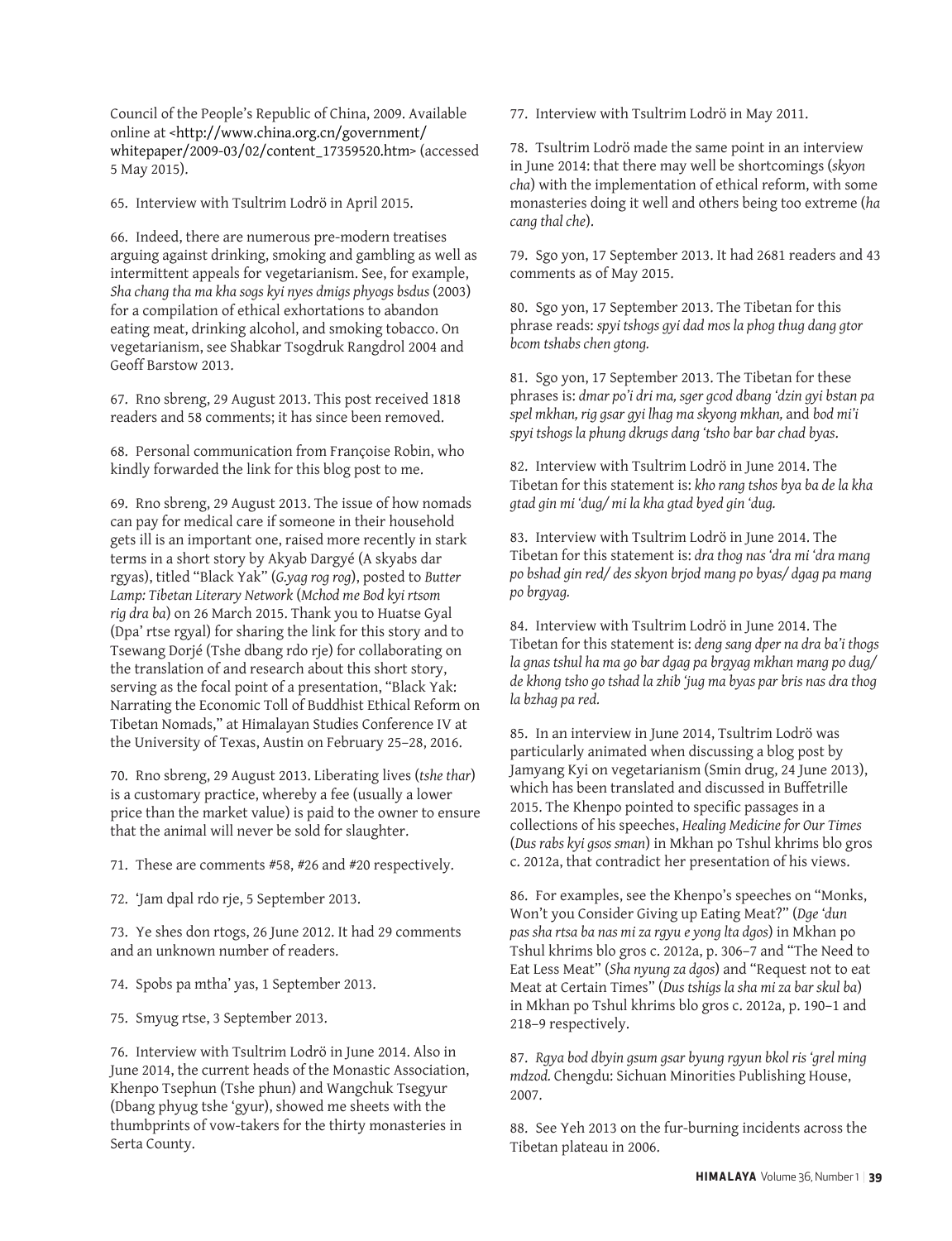Council of the People's Republic of China, 2009. Available online at <http://www.china.org.cn/government/whitepaper/2009-03/02/content_17359520.htm> (accessed 5 May 2015).

65. Interview with Tsultrim Lodrö in April 2015.

66. Indeed, there are numerous pre-modern treatises arguing against drinking, smoking and gambling as well as intermittent appeals for vegetarianism. See, for example, *Sha chang tha ma kha sogs kyi nyes dmigs phyogs bsdus* (2003) for a compilation of ethical exhortations to abandon eating meat, drinking alcohol, and smoking tobacco. On vegetarianism, see Shabkar Tsogdruk Rangdrol 2004 and Geoff Barstow 2013.

67. Rno sbreng, 29 August 2013. This post received 1818 readers and 58 comments; it has since been removed.

68. Personal communication from Françoise Robin, who kindly forwarded the link for this blog post to me.

69. Rno sbreng, 29 August 2013. The issue of how nomads can pay for medical care if someone in their household gets ill is an important one, raised more recently in stark terms in a short story by Akyab Dargyé (A skyabs dar rgyas), titled "Black Yak" (*G.yag rog rog*), posted to *Butter Lamp: Tibetan Literary Network* (*Mchod me Bod kyi rtsom rig dra ba*) on 26 March 2015. Thank you to Huatse Gyal (Dpa' rtse rgyal) for sharing the link for this story and to Tsewang Dorjé (Tshe dbang rdo rje) for collaborating on the translation of and research about this short story, serving as the focal point of a presentation, "Black Yak: Narrating the Economic Toll of Buddhist Ethical Reform on Tibetan Nomads," at Himalayan Studies Conference IV at the University of Texas, Austin on February 25–28, 2016.

70. Rno sbreng, 29 August 2013. Liberating lives (*tshe thar*) is a customary practice, whereby a fee (usually a lower price than the market value) is paid to the owner to ensure that the animal will never be sold for slaughter.

71. These are comments #58, #26 and #20 respectively.

72. 'Jam dpal rdo rje, 5 September 2013.

73. Ye shes don rtogs, 26 June 2012. It had 29 comments and an unknown number of readers.

74. Spobs pa mtha' yas, 1 September 2013.

75. Smyug rtse, 3 September 2013.

76. Interview with Tsultrim Lodrö in June 2014. Also in June 2014, the current heads of the Monastic Association, Khenpo Tsephun (Tshe phun) and Wangchuk Tsegyur (Dbang phyug tshe 'gyur), showed me sheets with the thumbprints of vow-takers for the thirty monasteries in Serta County.

77. Interview with Tsultrim Lodrö in May 2011.

78. Tsultrim Lodrö made the same point in an interview in June 2014: that there may well be shortcomings (*skyon cha*) with the implementation of ethical reform, with some monasteries doing it well and others being too extreme (*ha cang thal che*).

79. Sgo yon, 17 September 2013. It had 2681 readers and 43 comments as of May 2015.

80. Sgo yon, 17 September 2013. The Tibetan for this phrase reads: *spyi tshogs gyi dad mos la phog thug dang gtor bcom tshabs chen gtong.*

81. Sgo yon, 17 September 2013. The Tibetan for these phrases is: *dmar po'i dri ma, sger gcod dbang 'dzin gyi bstan pa spel mkhan, rig gsar gyi lhag ma skyong mkhan,* and *bod mi'i spyi tshogs la phung dkrugs dang 'tsho bar bar chad byas*.

82. Interview with Tsultrim Lodrö in June 2014. The Tibetan for this statement is: *kho rang tshos bya ba de la kha gtad gin mi 'dug/ mi la kha gtad byed gin 'dug.*

83. Interview with Tsultrim Lodrö in June 2014. The Tibetan for this statement is: *dra thog nas 'dra mi 'dra mang po bshad gin red/ des skyon brjod mang po byas/ dgag pa mang po brgyag.*

84. Interview with Tsultrim Lodrö in June 2014. The Tibetan for this statement is: *deng sang dper na dra ba'i thogs la gnas tshul ha ma go bar dgag pa brgyag mkhan mang po dug/ de khong tsho go tshad la zhib 'jug ma byas par bris nas dra thog la bzhag pa red.*

85. In an interview in June 2014, Tsultrim Lodrö was particularly animated when discussing a blog post by Jamyang Kyi on vegetarianism (Smin drug, 24 June 2013), which has been translated and discussed in Buffetrille 2015. The Khenpo pointed to specific passages in a collections of his speeches, *Healing Medicine for Our Times* (*Dus rabs kyi gsos sman*) in Mkhan po Tshul khrims blo gros c. 2012a, that contradict her presentation of his views.

86. For examples, see the Khenpo's speeches on "Monks, Won't you Consider Giving up Eating Meat?" (*Dge 'dun pas sha rtsa ba nas mi za rgyu e yong lta dgos*) in Mkhan po Tshul khrims blo gros c. 2012a, p. 306–7 and "The Need to Eat Less Meat" (*Sha nyung za dgos*) and "Request not to eat Meat at Certain Times" (*Dus tshigs la sha mi za bar skul ba*) in Mkhan po Tshul khrims blo gros c. 2012a, p. 190–1 and 218–9 respectively.

87. *Rgya bod dbyin gsum gsar byung rgyun bkol ris 'grel ming mdzod.* Chengdu: Sichuan Minorities Publishing House, 2007.

88. See Yeh 2013 on the fur-burning incidents across the Tibetan plateau in 2006.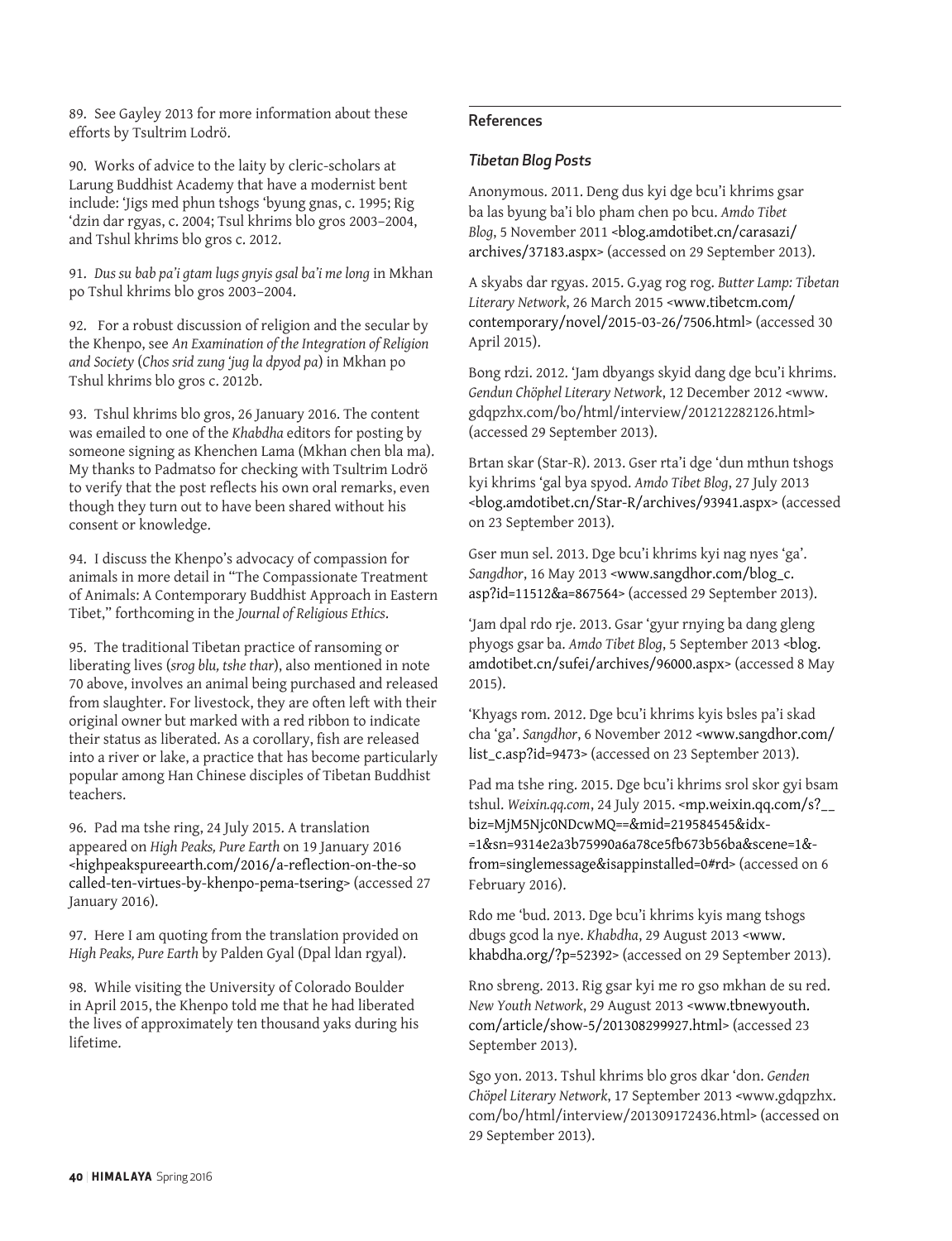89. See Gayley 2013 for more information about these efforts by Tsultrim Lodrö.

90. Works of advice to the laity by cleric-scholars at Larung Buddhist Academy that have a modernist bent include: 'Jigs med phun tshogs 'byung gnas, c. 1995; Rig 'dzin dar rgyas, c. 2004; Tsul khrims blo gros 2003–2004, and Tshul khrims blo gros c. 2012.

91. *Dus su bab pa'i gtam lugs gnyis gsal ba'i me long* in Mkhan po Tshul khrims blo gros 2003–2004.

92. For a robust discussion of religion and the secular by the Khenpo, see *An Examination of the Integration of Religion and Society* (*Chos srid zung 'jug la dpyod pa*) in Mkhan po Tshul khrims blo gros c. 2012b.

93. Tshul khrims blo gros, 26 January 2016. The content was emailed to one of the *Khabdha* editors for posting by someone signing as Khenchen Lama (Mkhan chen bla ma). My thanks to Padmatso for checking with Tsultrim Lodrö to verify that the post reflects his own oral remarks, even though they turn out to have been shared without his consent or knowledge.

94. I discuss the Khenpo's advocacy of compassion for animals in more detail in "The Compassionate Treatment of Animals: A Contemporary Buddhist Approach in Eastern Tibet," forthcoming in the *Journal of Religious Ethics*.

95. The traditional Tibetan practice of ransoming or liberating lives (*srog blu, tshe thar*), also mentioned in note 70 above, involves an animal being purchased and released from slaughter. For livestock, they are often left with their original owner but marked with a red ribbon to indicate their status as liberated. As a corollary, fish are released into a river or lake, a practice that has become particularly popular among Han Chinese disciples of Tibetan Buddhist teachers.

96. Pad ma tshe ring, 24 July 2015. A translation appeared on *High Peaks, Pure Earth* on 19 January 2016 <highpeakspureearth.com/2016/a-reflection-on-the-so called-ten-virtues-by-khenpo-pema-tsering> (accessed 27 January 2016).

97. Here I am quoting from the translation provided on *High Peaks, Pure Earth* by Palden Gyal (Dpal ldan rgyal).

98. While visiting the University of Colorado Boulder in April 2015, the Khenpo told me that he had liberated the lives of approximately ten thousand yaks during his lifetime.

## References

### *Tibetan Blog Posts*

Anonymous. 2011. Deng dus kyi dge bcu'i khrims gsar ba las byung ba'i blo pham chen po bcu. *Amdo Tibet Blog*, 5 November 2011 <blog.amdotibet.cn/carasazi/archives/37183.aspx> (accessed on 29 September 2013).

A skyabs dar rgyas. 2015. G.yag rog rog. *Butter Lamp: Tibetan Literary Network*, 26 March 2015 <www.tibetcm.com/contemporary/novel/2015-03-26/7506.html> (accessed 30 April 2015).

Bong rdzi. 2012. 'Jam dbyangs skyid dang dge bcu'i khrims. *Gendun Chöphel Literary Network*, 12 December 2012 <www.gdqpzhx.com/bo/html/interview/201212282126.html> (accessed 29 September 2013).

Brtan skar (Star-R). 2013. Gser rta'i dge 'dun mthun tshogs kyi khrims 'gal bya spyod. *Amdo Tibet Blog*, 27 July 2013 <blog.amdotibet.cn/Star-R/archives/93941.aspx> (accessed on 23 September 2013).

Gser mun sel. 2013. Dge bcu'i khrims kyi nag nyes 'ga'. *Sangdhor*, 16 May 2013 <www.sangdhor.com/blog_c.asp?id=11512&a=867564> (accessed 29 September 2013).

'Jam dpal rdo rje. 2013. Gsar 'gyur rnying ba dang gleng phyogs gsar ba. *Amdo Tibet Blog*, 5 September 2013 <blog.amdotibet.cn/sufei/archives/96000.aspx> (accessed 8 May 2015).

'Khyags rom. 2012. Dge bcu'i khrims kyis bsles pa'i skad cha 'ga'. *Sangdhor*, 6 November 2012 <www.sangdhor.com/list_c.asp?id=9473> (accessed on 23 September 2013).

Pad ma tshe ring. 2015. Dge bcu'i khrims srol skor gyi bsam tshul. *Weixin.qq.com*, 24 July 2015. <mp.weixin.qq.com/s?__biz=MjM5Njc0NDcwMQ==&mid=219584545&idx=1&sn=9314e2a3b75990a6a78ce5fb673b56ba&scene=1&from=singlemessage&isappinstalled=0#rd> (accessed on 6 February 2016).

Rdo me 'bud. 2013. Dge bcu'i khrims kyis mang tshogs dbugs gcod la nye. *Khabdha*, 29 August 2013 <www.khabdha.org/?p=52392> (accessed on 29 September 2013).

Rno sbreng. 2013. Rig gsar kyi me ro gso mkhan de su red. *New Youth Network*, 29 August 2013 <www.tbnewyouth.com/article/show-5/201308299927.html> (accessed 23 September 2013).

Sgo yon. 2013. Tshul khrims blo gros dkar 'don. *Genden Chöpel Literary Network*, 17 September 2013 <www.gdqpzhx.com/bo/html/interview/201309172436.html> (accessed on 29 September 2013).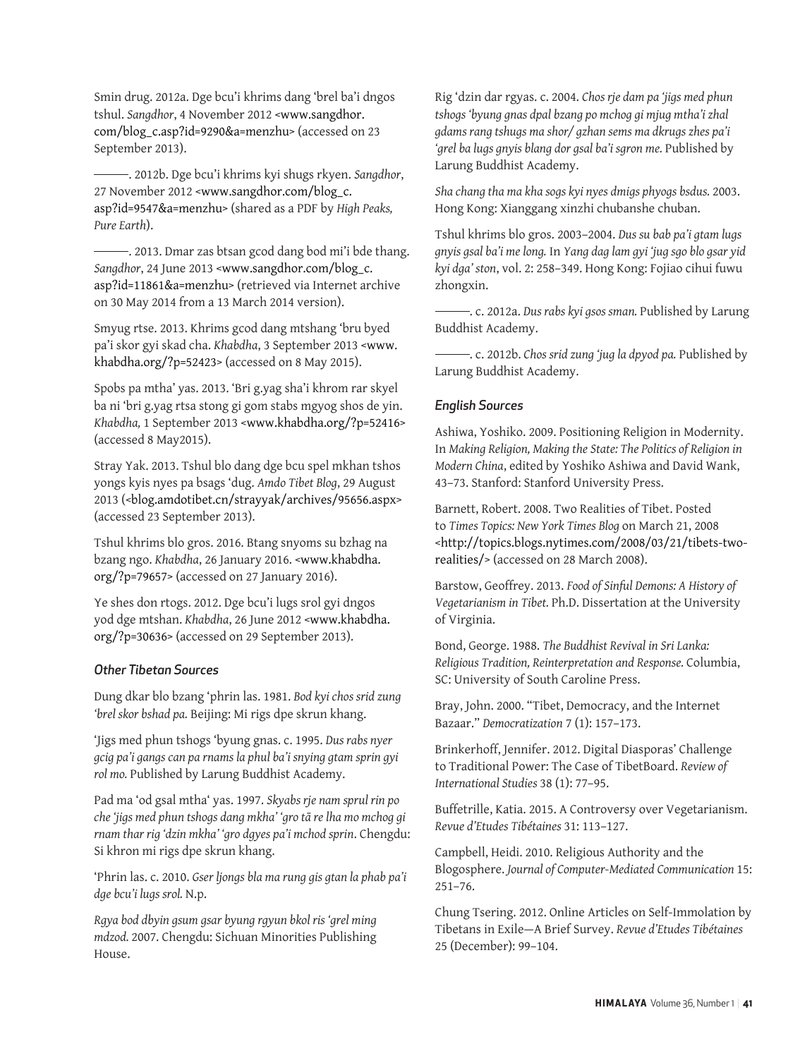Smin drug. 2012a. Dge bcu'i khrims dang 'brel ba'i dngos tshul. *Sangdhor*, 4 November 2012 <www.sangdhor.com/blog_c.asp?id=9290&a=menzhu> (accessed on 23 September 2013).

———. 2012b. Dge bcu'i khrims kyi shugs rkyen. *Sangdhor*, 27 November 2012 <www.sangdhor.com/blog_c.asp?id=9547&a=menzhu> (shared as a PDF by *High Peaks, Pure Earth*).

———. 2013. Dmar zas btsan gcod dang bod mi'i bde thang. *Sangdhor*, 24 June 2013 <www.sangdhor.com/blog_c.asp?id=11861&a=menzhu> (retrieved via Internet archive on 30 May 2014 from a 13 March 2014 version).

Smyug rtse. 2013. Khrims gcod dang mtshang 'bru byed pa'i skor gyi skad cha. *Khabdha*, 3 September 2013 <www.khabdha.org/?p=52423> (accessed on 8 May 2015).

Spobs pa mtha' yas. 2013. 'Bri g.yag sha'i khrom rar skyel ba ni 'bri g.yag rtsa stong gi gom stabs mgyog shos de yin. *Khabdha,* 1 September 2013 <www.khabdha.org/?p=52416> (accessed 8 May2015).

Stray Yak. 2013. Tshul blo dang dge bcu spel mkhan tshos yongs kyis nyes pa bsags 'dug. *Amdo Tibet Blog*, 29 August 2013 (<blog.amdotibet.cn/strayyak/archives/95656.aspx> (accessed 23 September 2013).

Tshul khrims blo gros. 2016. Btang snyoms su bzhag na bzang ngo. *Khabdha*, 26 January 2016. <www.khabdha.org/?p=79657> (accessed on 27 January 2016).

Ye shes don rtogs. 2012. Dge bcu'i lugs srol gyi dngos yod dge mtshan. *Khabdha*, 26 June 2012 <www.khabdha.org/?p=30636> (accessed on 29 September 2013).

### *Other Tibetan Sources*

Dung dkar blo bzang 'phrin las. 1981. *Bod kyi chos srid zung 'brel skor bshad pa.* Beijing: Mi rigs dpe skrun khang.

'Jigs med phun tshogs 'byung gnas. c. 1995. *Dus rabs nyer gcig pa'i gangs can pa rnams la phul ba'i snying gtam sprin gyi rol mo.* Published by Larung Buddhist Academy.

Pad ma 'od gsal mtha' yas. 1997. *Skyabs rje nam sprul rin po che 'jigs med phun tshogs dang mkha' 'gro tā re lha mo mchog gi rnam thar rig 'dzin mkha' 'gro dgyes pa'i mchod sprin*. Chengdu: Si khron mi rigs dpe skrun khang.

'Phrin las. c. 2010. *Gser ljongs bla ma rung gis gtan la phab pa'i dge bcu'i lugs srol.* N.p.

*Rgya bod dbyin gsum gsar byung rgyun bkol ris 'grel ming mdzod.* 2007. Chengdu: Sichuan Minorities Publishing House.

Rig 'dzin dar rgyas. c. 2004. *Chos rje dam pa 'jigs med phun tshogs 'byung gnas dpal bzang po mchog gi mjug mtha'i zhal gdams rang tshugs ma shor/ gzhan sems ma dkrugs zhes pa'i 'grel ba lugs gnyis blang dor gsal ba'i sgron me.* Published by Larung Buddhist Academy.

*Sha chang tha ma kha sogs kyi nyes dmigs phyogs bsdus.* 2003. Hong Kong: Xianggang xinzhi chubanshe chuban.

Tshul khrims blo gros. 2003–2004. *Dus su bab pa'i gtam lugs gnyis gsal ba'i me long.* In *Yang dag lam gyi 'jug sgo blo gsar yid kyi dga' ston*, vol. 2: 258–349. Hong Kong: Fojiao cihui fuwu zhongxin.

———. c. 2012a. *Dus rabs kyi gsos sman.* Published by Larung Buddhist Academy.

———. c. 2012b. *Chos srid zung 'jug la dpyod pa.* Published by Larung Buddhist Academy.

### *English Sources*

Ashiwa, Yoshiko. 2009. Positioning Religion in Modernity. In *Making Religion, Making the State: The Politics of Religion in Modern China*, edited by Yoshiko Ashiwa and David Wank, 43–73. Stanford: Stanford University Press.

Barnett, Robert. 2008. Two Realities of Tibet. Posted to *Times Topics: New York Times Blog* on March 21, 2008 <http://topics.blogs.nytimes.com/2008/03/21/tibets-two-realities/> (accessed on 28 March 2008).

Barstow, Geoffrey. 2013. *Food of Sinful Demons: A History of Vegetarianism in Tibet.* Ph.D. Dissertation at the University of Virginia.

Bond, George. 1988. *The Buddhist Revival in Sri Lanka: Religious Tradition, Reinterpretation and Response.* Columbia, SC: University of South Caroline Press.

Bray, John. 2000. "Tibet, Democracy, and the Internet Bazaar." *Democratization* 7 (1): 157–173.

Brinkerhoff, Jennifer. 2012. Digital Diasporas' Challenge to Traditional Power: The Case of TibetBoard. *Review of International Studies* 38 (1): 77–95.

Buffetrille, Katia. 2015. A Controversy over Vegetarianism. *Revue d'Etudes Tibétaines* 31: 113–127.

Campbell, Heidi. 2010. Religious Authority and the Blogosphere. *Journal of Computer-Mediated Communication* 15: 251–76.

Chung Tsering. 2012. Online Articles on Self-Immolation by Tibetans in Exile—A Brief Survey. *Revue d'Etudes Tibétaines* 25 (December): 99–104.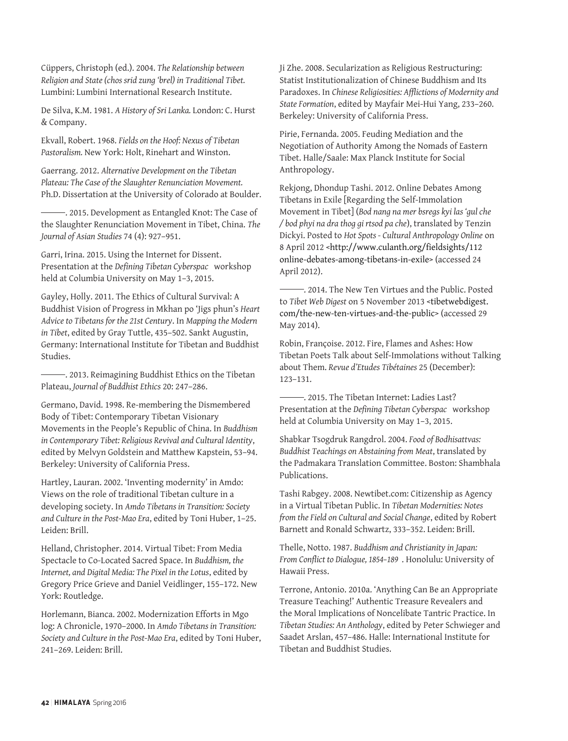Cüppers, Christoph (ed.). 2004. *The Relationship between Religion and State (chos srid zung 'brel) in Traditional Tibet.* Lumbini: Lumbini International Research Institute.

De Silva, K.M. 1981. *A History of Sri Lanka.* London: C. Hurst & Company.

Ekvall, Robert. 1968. *Fields on the Hoof: Nexus of Tibetan Pastoralism.* New York: Holt, Rinehart and Winston.

Gaerrang. 2012. *Alternative Development on the Tibetan Plateau: The Case of the Slaughter Renunciation Movement.* Ph.D. Dissertation at the University of Colorado at Boulder.

———. 2015. Development as Entangled Knot: The Case of the Slaughter Renunciation Movement in Tibet, China. *The Journal of Asian Studies* 74 (4): 927–951.

Garri, Irina. 2015. Using the Internet for Dissent. Presentation at the *Defining Tibetan Cyberspac* workshop held at Columbia University on May 1–3, 2015.

Gayley, Holly. 2011. The Ethics of Cultural Survival: A Buddhist Vision of Progress in Mkhan po 'Jigs phun's *Heart Advice to Tibetans for the 21st Century*. In *Mapping the Modern in Tibet*, edited by Gray Tuttle, 435–502. Sankt Augustin, Germany: International Institute for Tibetan and Buddhist Studies.

———. 2013. Reimagining Buddhist Ethics on the Tibetan Plateau, *Journal of Buddhist Ethics* 20: 247–286.

Germano, David. 1998. Re-membering the Dismembered Body of Tibet: Contemporary Tibetan Visionary Movements in the People's Republic of China. In *Buddhism in Contemporary Tibet: Religious Revival and Cultural Identity*, edited by Melvyn Goldstein and Matthew Kapstein, 53–94. Berkeley: University of California Press.

Hartley, Lauran. 2002. 'Inventing modernity' in Amdo: Views on the role of traditional Tibetan culture in a developing society. In *Amdo Tibetans in Transition: Society and Culture in the Post-Mao Era*, edited by Toni Huber, 1–25. Leiden: Brill.

Helland, Christopher. 2014. Virtual Tibet: From Media Spectacle to Co-Located Sacred Space. In *Buddhism, the Internet, and Digital Media: The Pixel in the Lotus*, edited by Gregory Price Grieve and Daniel Veidlinger, 155–172. New York: Routledge.

Horlemann, Bianca. 2002. Modernization Efforts in Mgo log: A Chronicle, 1970–2000. In *Amdo Tibetans in Transition: Society and Culture in the Post-Mao Era*, edited by Toni Huber, 241–269. Leiden: Brill.

Ji Zhe. 2008. Secularization as Religious Restructuring: Statist Institutionalization of Chinese Buddhism and Its Paradoxes. In *Chinese Religiosities: Afflictions of Modernity and State Formation*, edited by Mayfair Mei-Hui Yang, 233–260. Berkeley: University of California Press.

Pirie, Fernanda. 2005. Feuding Mediation and the Negotiation of Authority Among the Nomads of Eastern Tibet. Halle/Saale: Max Planck Institute for Social Anthropology.

Rekjong, Dhondup Tashi. 2012. Online Debates Among Tibetans in Exile [Regarding the Self-Immolation Movement in Tibet] (*Bod nang na mer bsregs kyi las 'gul che / bod phyi na dra thog gi rtsod pa che*), translated by Tenzin Dickyi. Posted to *Hot Spots - Cultural Anthropology Online* on 8 April 2012 <http://www.culanth.org/fieldsights/112 online-debates-among-tibetans-in-exile> (accessed 24 April 2012).

———. 2014. The New Ten Virtues and the Public. Posted to *Tibet Web Digest* on 5 November 2013 <tibetwebdigest. com/the-new-ten-virtues-and-the-public> (accessed 29 May 2014).

Robin, Françoise. 2012. Fire, Flames and Ashes: How Tibetan Poets Talk about Self-Immolations without Talking about Them. *Revue d'Etudes Tibétaines* 25 (December): 123–131.

———. 2015. The Tibetan Internet: Ladies Last? Presentation at the *Defining Tibetan Cyberspac* workshop held at Columbia University on May 1–3, 2015.

Shabkar Tsogdruk Rangdrol. 2004. *Food of Bodhisattvas: Buddhist Teachings on Abstaining from Meat*, translated by the Padmakara Translation Committee. Boston: Shambhala Publications.

Tashi Rabgey. 2008. Newtibet.com: Citizenship as Agency in a Virtual Tibetan Public. In *Tibetan Modernities: Notes from the Field on Cultural and Social Change*, edited by Robert Barnett and Ronald Schwartz, 333–352. Leiden: Brill.

Thelle, Notto. 1987. *Buddhism and Christianity in Japan: From Conflict to Dialogue, 1854–189* . Honolulu: University of Hawaii Press.

Terrone, Antonio. 2010a. 'Anything Can Be an Appropriate Treasure Teaching!' Authentic Treasure Revealers and the Moral Implications of Noncelibate Tantric Practice. In *Tibetan Studies: An Anthology*, edited by Peter Schwieger and Saadet Arslan, 457–486. Halle: International Institute for Tibetan and Buddhist Studies.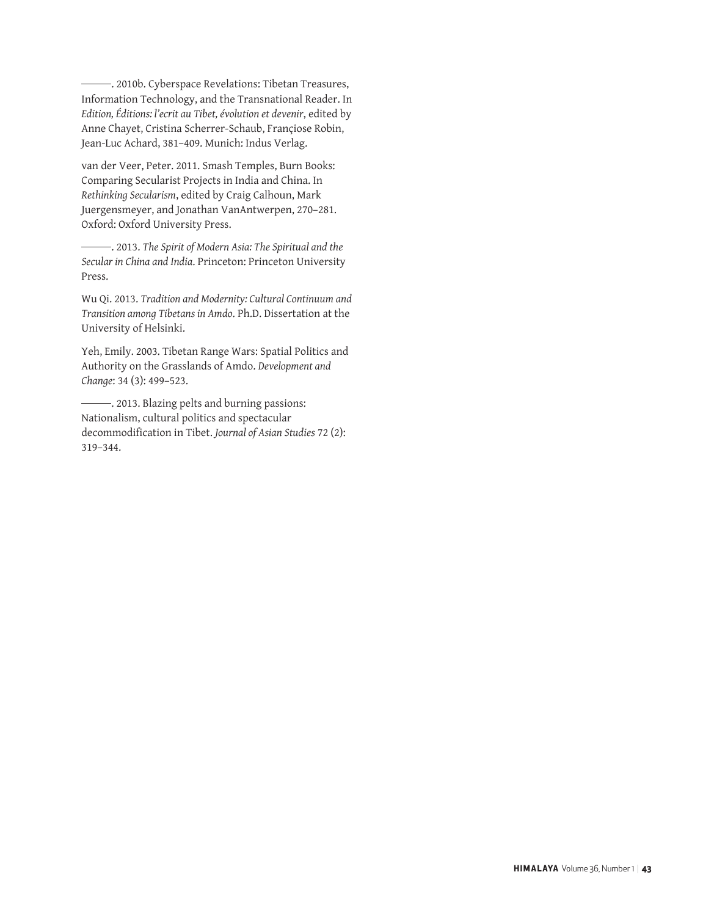———. 2010b. Cyberspace Revelations: Tibetan Treasures, Information Technology, and the Transnational Reader. In *Edition, Éditions: l'ecrit au Tibet, évolution et devenir*, edited by Anne Chayet, Cristina Scherrer-Schaub, Françiose Robin, Jean-Luc Achard, 381–409. Munich: Indus Verlag.

van der Veer, Peter. 2011. Smash Temples, Burn Books: Comparing Secularist Projects in India and China. In *Rethinking Secularism*, edited by Craig Calhoun, Mark Juergensmeyer, and Jonathan VanAntwerpen, 270–281. Oxford: Oxford University Press.

———. 2013. *The Spirit of Modern Asia: The Spiritual and the Secular in China and India*. Princeton: Princeton University Press.

Wu Qi. 2013. *Tradition and Modernity: Cultural Continuum and Transition among Tibetans in Amdo*. Ph.D. Dissertation at the University of Helsinki.

Yeh, Emily. 2003. Tibetan Range Wars: Spatial Politics and Authority on the Grasslands of Amdo. *Development and Change*: 34 (3): 499–523.

———. 2013. Blazing pelts and burning passions: Nationalism, cultural politics and spectacular decommodification in Tibet. *Journal of Asian Studies* 72 (2): 319–344.